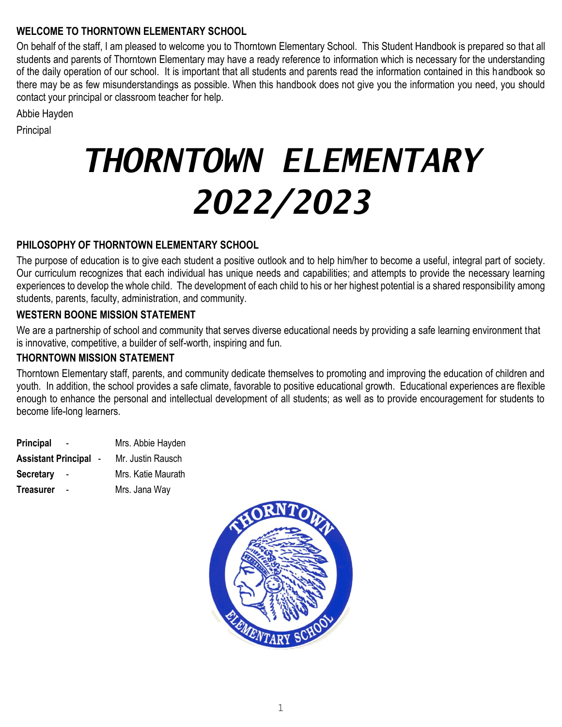## WELCOME TO THORNTOWN ELEMENTARY SCHOOL

On behalf of the staff, I am pleased to welcome you to Thorntown Elementary School. This Student Handbook is prepared so that all students and parents of Thorntown Elementary may have a ready reference to information which is necessary for the understanding of the daily operation of our school. It is important that all students and parents read the information contained in this handbook so there may be as few misunderstandings as possible. When this handbook does not give you the information you need, you should contact your principal or classroom teacher for help.

Abbie Hayden

Principal

# *THORNTOWN ELEMENTARY 2022/2023*

## PHILOSOPHY OF THORNTOWN ELEMENTARY SCHOOL

The purpose of education is to give each student a positive outlook and to help him/her to become a useful, integral part of society. Our curriculum recognizes that each individual has unique needs and capabilities; and attempts to provide the necessary learning experiences to develop the whole child. The development of each child to his or her highest potential is a shared responsibility among students, parents, faculty, administration, and community.

## WESTERN BOONE MISSION STATEMENT

We are a partnership of school and community that serves diverse educational needs by providing a safe learning environment that is innovative, competitive, a builder of self-worth, inspiring and fun.

## THORNTOWN MISSION STATEMENT

Thorntown Elementary staff, parents, and community dedicate themselves to promoting and improving the education of children and youth. In addition, the school provides a safe climate, favorable to positive educational growth. Educational experiences are flexible enough to enhance the personal and intellectual development of all students; as well as to provide encouragement for students to become life-long learners.

**Principal** - Mrs. Abbie Hayden

**Assistant Principal** - Mr. Justin Rausch

**Secretary** - Mrs. Katie Maurath

**Treasurer** - Mrs. Jana Way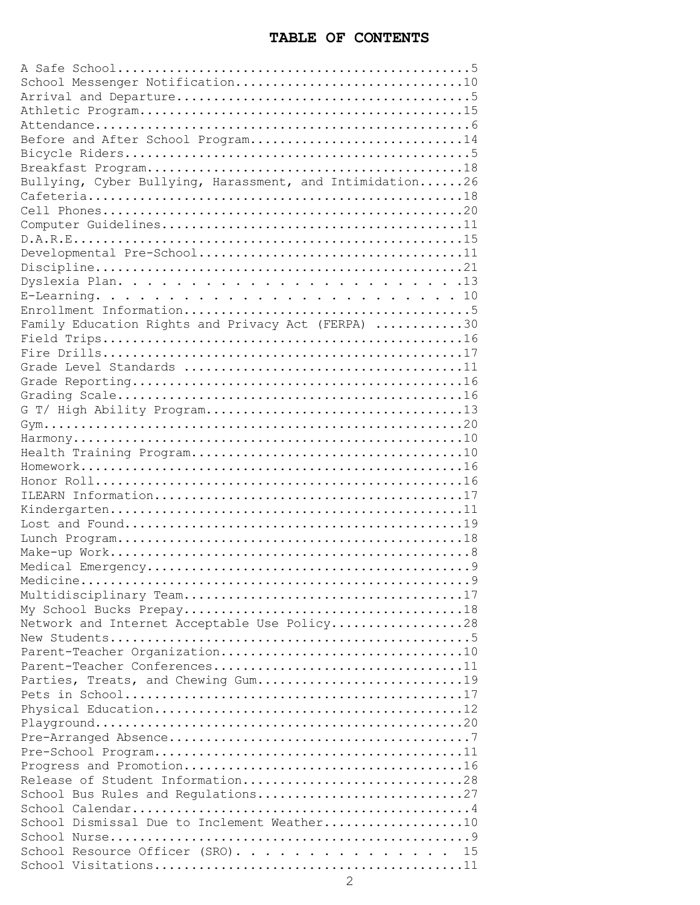# TABLE OF CONTENTS

A Safe School.................................................5
School Messenger Notification...............................10
Arrival and Departure........................................5
Athletic Program............................................15
Attendance...................................................6
Before and After School Program............................14
Bicycle Riders...............................................5
Breakfast Program...........................................18
Bullying, Cyber Bullying, Harassment, and Intimidation......26
Cafeteria...................................................18
Cell Phones.................................................20
Computer Guidelines.........................................11
D.A.R.E.....................................................15
Developmental Pre-School....................................11
Discipline..................................................21
Dyslexia Plan. . . . . . . . . . . . . . . . . . . . . . .13
E-Learning. . . . . . . . . . . . . . . . . . . . . . . . 10
Enrollment Information.......................................5
Family Education Rights and Privacy Act (FERPA) ............30
Field Trips.................................................16
Fire Drills.................................................17
Grade Level Standards ......................................11
Grade Reporting.............................................16
Grading Scale...............................................16
G T/ High Ability Program...................................13
Gym.........................................................20
Harmony.....................................................10
Health Training Program.....................................10
Homework....................................................16
Honor Roll..................................................16
ILEARN Information..........................................17
Kindergarten................................................11
Lost and Found..............................................19
Lunch Program...............................................18
Make-up Work.................................................8
Medical Emergency............................................9
Medicine.....................................................9
Multidisciplinary Team......................................17
My School Bucks Prepay......................................18
Network and Internet Acceptable Use Policy..................28
New Students.................................................5
Parent-Teacher Organization.................................10
Parent-Teacher Conferences..................................11
Parties, Treats, and Chewing Gum............................19
Pets in School..............................................17
Physical Education..........................................12
Playground..................................................20
Pre-Arranged Absence.........................................7
Pre-School Program..........................................11
Progress and Promotion......................................16
Release of Student Information..............................28
School Bus Rules and Regulations............................27
School Calendar..............................................4
School Dismissal Due to Inclement Weather...................10
School Nurse.................................................9
School Resource Officer (SRO). . . . . . . . . . . . . .  15
School Visitations..........................................11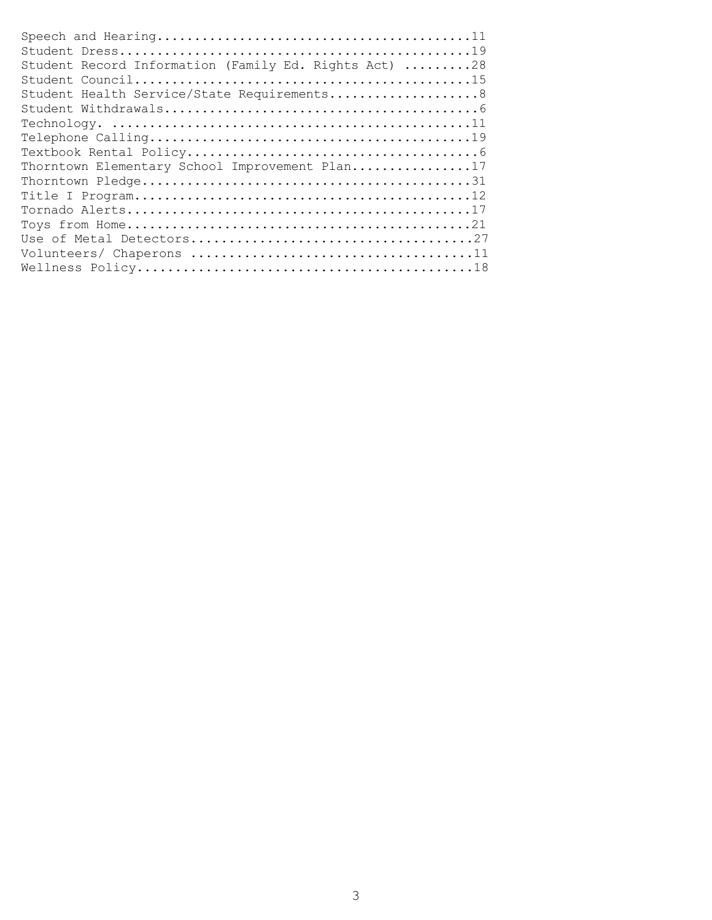Speech and Hearing..........................................11
Student Dress...............................................19
Student Record Information (Family Ed. Rights Act) .........28
Student Council.............................................15
Student Health Service/State Requirements....................8
Student Withdrawals..........................................6
Technology. ................................................11
Telephone Calling...........................................19
Textbook Rental Policy.......................................6
Thorntown Elementary School Improvement Plan................17
Thorntown Pledge............................................31
Title I Program.............................................12
Tornado Alerts..............................................17
Toys from Home..............................................21
Use of Metal Detectors......................................27
Volunteers/ Chaperons ......................................11
Wellness Policy.............................................18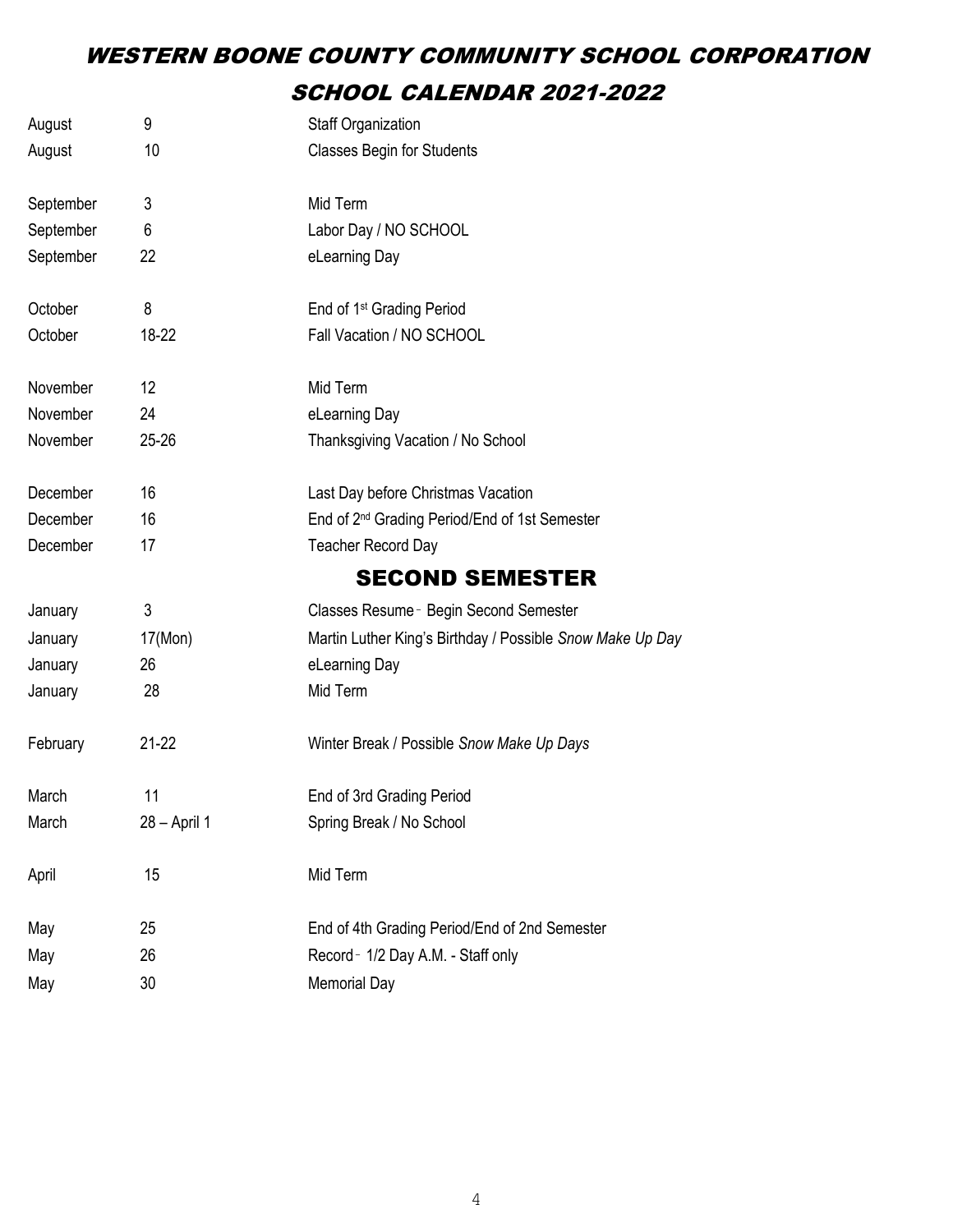# WESTERN BOONE COUNTY COMMUNITY SCHOOL CORPORATION

## SCHOOL CALENDAR 2021-2022

| | | |
|---|---|---|
| August | 9 | Staff Organization |
| August | 10 | Classes Begin for Students |
| September | 3 | Mid Term |
| September | 6 | Labor Day / NO SCHOOL |
| September | 22 | eLearning Day |
| October | 8 | End of 1st Grading Period |
| October | 18-22 | Fall Vacation / NO SCHOOL |
| November | 12 | Mid Term |
| November | 24 | eLearning Day |
| November | 25-26 | Thanksgiving Vacation / No School |
| December | 16 | Last Day before Christmas Vacation |
| December | 16 | End of 2nd Grading Period/End of 1st Semester |
| December | 17 | Teacher Record Day |

## SECOND SEMESTER

| | | |
|---|---|---|
| January | 3 | Classes Resume - Begin Second Semester |
| January | 17(Mon) | Martin Luther King's Birthday / Possible *Snow Make Up Day* |
| January | 26 | eLearning Day |
| January | 28 | Mid Term |
| February | 21-22 | Winter Break / Possible *Snow Make Up Days* |
| March | 11 | End of 3rd Grading Period |
| March | 28 – April 1 | Spring Break / No School |
| April | 15 | Mid Term |
| May | 25 | End of 4th Grading Period/End of 2nd Semester |
| May | 26 | Record - 1/2 Day A.M. - Staff only |
| May | 30 | Memorial Day |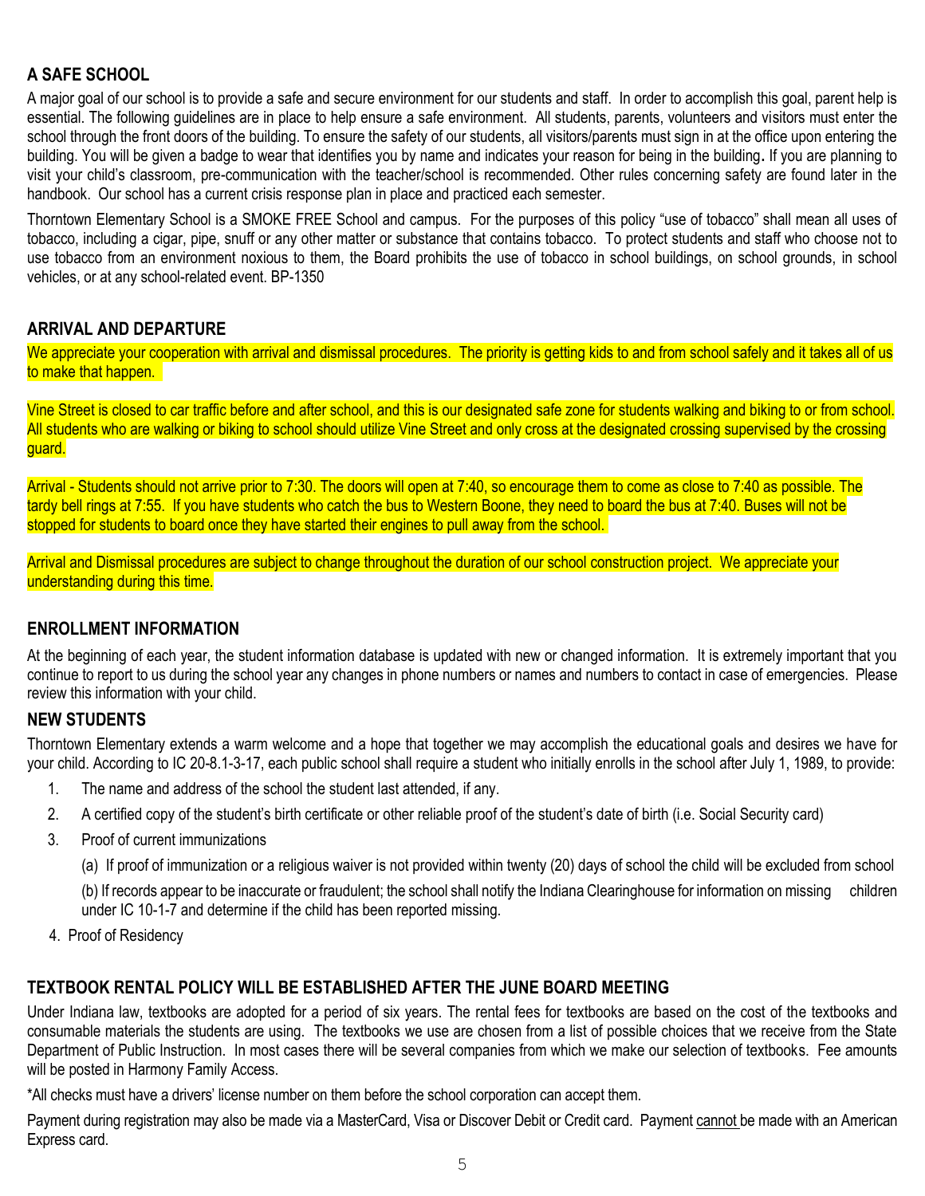## A SAFE SCHOOL

A major goal of our school is to provide a safe and secure environment for our students and staff. In order to accomplish this goal, parent help is essential. The following guidelines are in place to help ensure a safe environment. All students, parents, volunteers and visitors must enter the school through the front doors of the building. To ensure the safety of our students, all visitors/parents must sign in at the office upon entering the building. You will be given a badge to wear that identifies you by name and indicates your reason for being in the building**.** If you are planning to visit your child's classroom, pre-communication with the teacher/school is recommended. Other rules concerning safety are found later in the handbook. Our school has a current crisis response plan in place and practiced each semester.

Thorntown Elementary School is a SMOKE FREE School and campus. For the purposes of this policy "use of tobacco" shall mean all uses of tobacco, including a cigar, pipe, snuff or any other matter or substance that contains tobacco. To protect students and staff who choose not to use tobacco from an environment noxious to them, the Board prohibits the use of tobacco in school buildings, on school grounds, in school vehicles, or at any school-related event. BP-1350

## ARRIVAL AND DEPARTURE

We appreciate your cooperation with arrival and dismissal procedures. The priority is getting kids to and from school safely and it takes all of us to make that happen.

Vine Street is closed to car traffic before and after school, and this is our designated safe zone for students walking and biking to or from school. All students who are walking or biking to school should utilize Vine Street and only cross at the designated crossing supervised by the crossing guard.

Arrival - Students should not arrive prior to 7:30. The doors will open at 7:40, so encourage them to come as close to 7:40 as possible. The tardy bell rings at 7:55. If you have students who catch the bus to Western Boone, they need to board the bus at 7:40. Buses will not be stopped for students to board once they have started their engines to pull away from the school.

Arrival and Dismissal procedures are subject to change throughout the duration of our school construction project. We appreciate your understanding during this time.

## ENROLLMENT INFORMATION

At the beginning of each year, the student information database is updated with new or changed information. It is extremely important that you continue to report to us during the school year any changes in phone numbers or names and numbers to contact in case of emergencies. Please review this information with your child.

## NEW STUDENTS

Thorntown Elementary extends a warm welcome and a hope that together we may accomplish the educational goals and desires we have for your child. According to IC 20-8.1-3-17, each public school shall require a student who initially enrolls in the school after July 1, 1989, to provide:

1. The name and address of the school the student last attended, if any.
2. A certified copy of the student's birth certificate or other reliable proof of the student's date of birth (i.e. Social Security card)
3. Proof of current immunizations
   - (a) If proof of immunization or a religious waiver is not provided within twenty (20) days of school the child will be excluded from school
   - (b) If records appear to be inaccurate or fraudulent; the school shall notify the Indiana Clearinghouse for information on missing children under IC 10-1-7 and determine if the child has been reported missing.
4. Proof of Residency

## TEXTBOOK RENTAL POLICY WILL BE ESTABLISHED AFTER THE JUNE BOARD MEETING

Under Indiana law, textbooks are adopted for a period of six years. The rental fees for textbooks are based on the cost of the textbooks and consumable materials the students are using. The textbooks we use are chosen from a list of possible choices that we receive from the State Department of Public Instruction. In most cases there will be several companies from which we make our selection of textbooks. Fee amounts will be posted in Harmony Family Access.

*All checks must have a drivers' license number on them before the school corporation can accept them.

Payment during registration may also be made via a MasterCard, Visa or Discover Debit or Credit card. Payment <u>cannot</u> be made with an American Express card.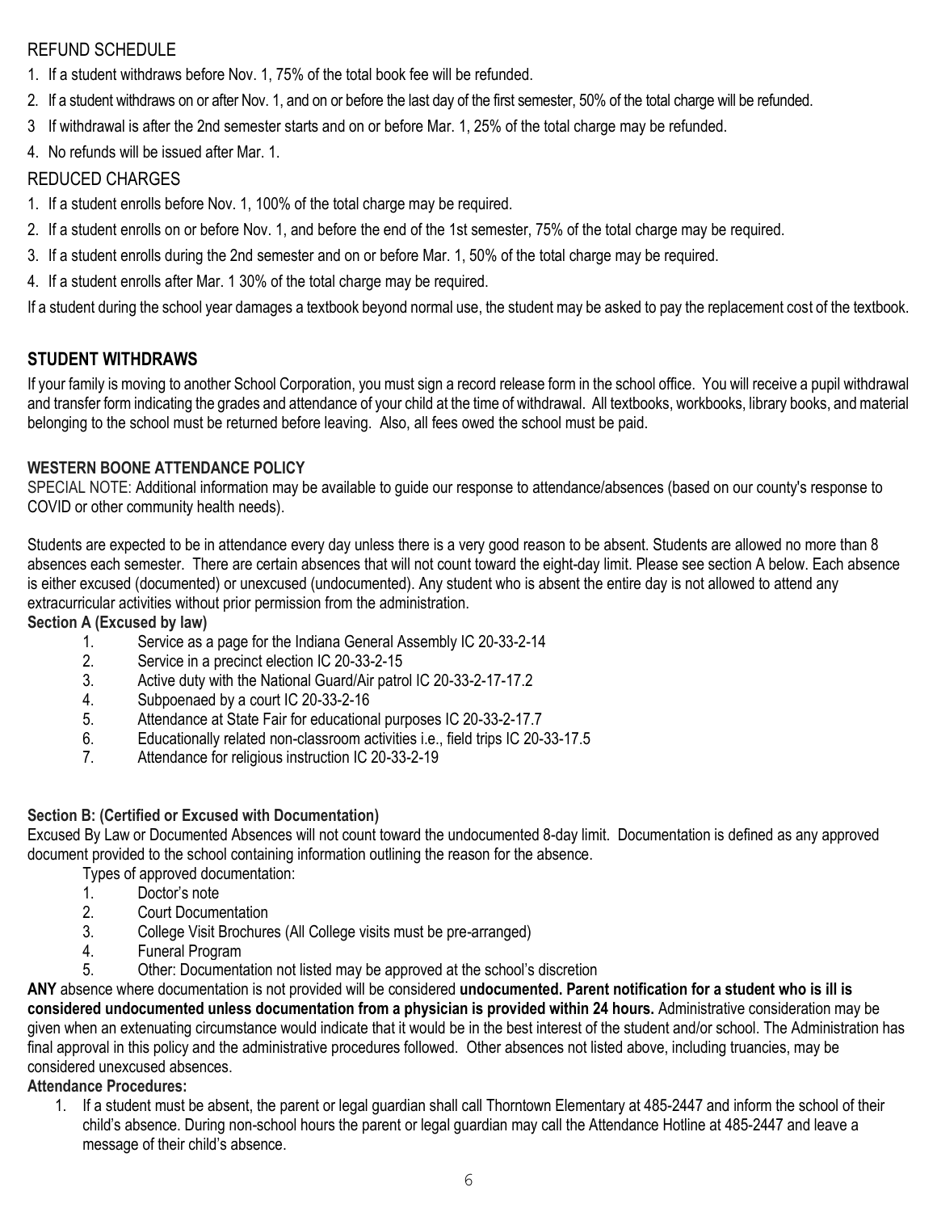REFUND SCHEDULE

1. If a student withdraws before Nov. 1, 75% of the total book fee will be refunded.
2. If a student withdraws on or after Nov. 1, and on or before the last day of the first semester, 50% of the total charge will be refunded.
3 If withdrawal is after the 2nd semester starts and on or before Mar. 1, 25% of the total charge may be refunded.
4. No refunds will be issued after Mar. 1.

REDUCED CHARGES

1. If a student enrolls before Nov. 1, 100% of the total charge may be required.
2. If a student enrolls on or before Nov. 1, and before the end of the 1st semester, 75% of the total charge may be required.
3. If a student enrolls during the 2nd semester and on or before Mar. 1, 50% of the total charge may be required.
4. If a student enrolls after Mar. 1 30% of the total charge may be required.

If a student during the school year damages a textbook beyond normal use, the student may be asked to pay the replacement cost of the textbook.

## STUDENT WITHDRAWS

If your family is moving to another School Corporation, you must sign a record release form in the school office. You will receive a pupil withdrawal and transfer form indicating the grades and attendance of your child at the time of withdrawal. All textbooks, workbooks, library books, and material belonging to the school must be returned before leaving. Also, all fees owed the school must be paid.

### WESTERN BOONE ATTENDANCE POLICY

SPECIAL NOTE: Additional information may be available to guide our response to attendance/absences (based on our county's response to COVID or other community health needs).

Students are expected to be in attendance every day unless there is a very good reason to be absent. Students are allowed no more than 8 absences each semester. There are certain absences that will not count toward the eight-day limit. Please see section A below. Each absence is either excused (documented) or unexcused (undocumented). Any student who is absent the entire day is not allowed to attend any extracurricular activities without prior permission from the administration.

**Section A (Excused by law)**

1. Service as a page for the Indiana General Assembly IC 20-33-2-14
2. Service in a precinct election IC 20-33-2-15
3. Active duty with the National Guard/Air patrol IC 20-33-2-17-17.2
4. Subpoenaed by a court IC 20-33-2-16
5. Attendance at State Fair for educational purposes IC 20-33-2-17.7
6. Educationally related non-classroom activities i.e., field trips IC 20-33-17.5
7. Attendance for religious instruction IC 20-33-2-19

**Section B: (Certified or Excused with Documentation)**

Excused By Law or Documented Absences will not count toward the undocumented 8-day limit. Documentation is defined as any approved document provided to the school containing information outlining the reason for the absence.

Types of approved documentation:

1. Doctor's note
2. Court Documentation
3. College Visit Brochures (All College visits must be pre-arranged)
4. Funeral Program
5. Other: Documentation not listed may be approved at the school's discretion

**ANY** absence where documentation is not provided will be considered **undocumented. Parent notification for a student who is ill is considered undocumented unless documentation from a physician is provided within 24 hours.** Administrative consideration may be given when an extenuating circumstance would indicate that it would be in the best interest of the student and/or school. The Administration has final approval in this policy and the administrative procedures followed. Other absences not listed above, including truancies, may be considered unexcused absences.

**Attendance Procedures:**

1. If a student must be absent, the parent or legal guardian shall call Thorntown Elementary at 485-2447 and inform the school of their child's absence. During non-school hours the parent or legal guardian may call the Attendance Hotline at 485-2447 and leave a message of their child's absence.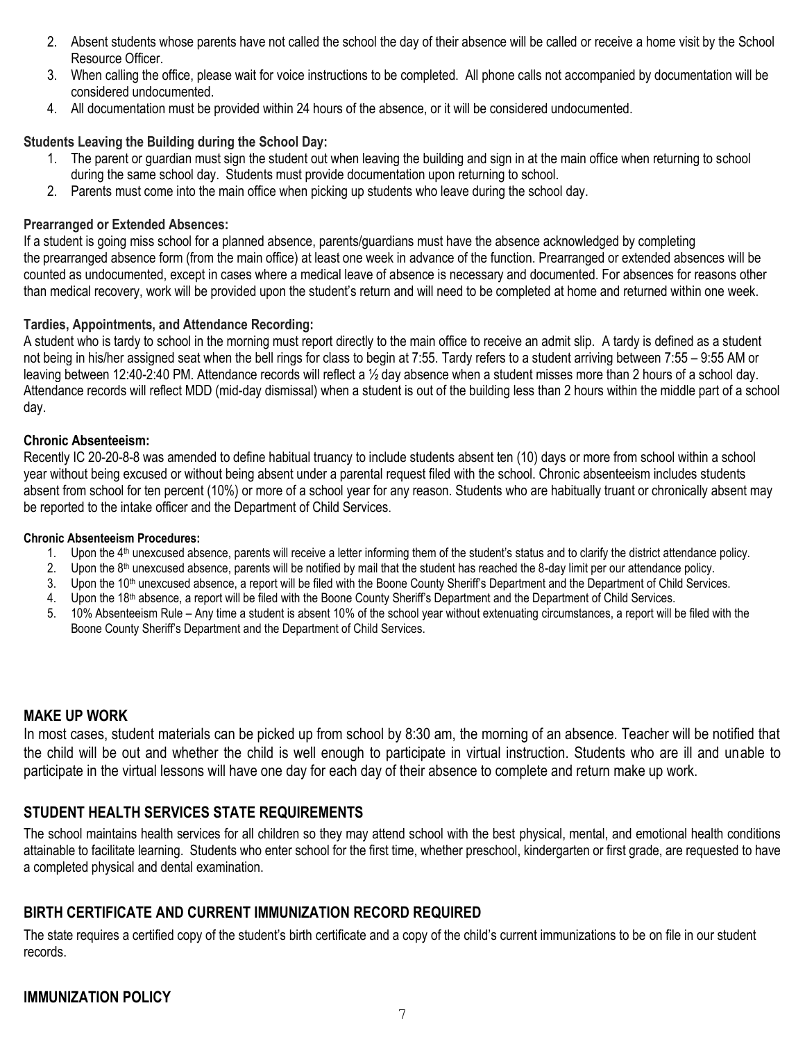2. Absent students whose parents have not called the school the day of their absence will be called or receive a home visit by the School Resource Officer.
3. When calling the office, please wait for voice instructions to be completed. All phone calls not accompanied by documentation will be considered undocumented.
4. All documentation must be provided within 24 hours of the absence, or it will be considered undocumented.

**Students Leaving the Building during the School Day:**

1. The parent or guardian must sign the student out when leaving the building and sign in at the main office when returning to school during the same school day. Students must provide documentation upon returning to school.
2. Parents must come into the main office when picking up students who leave during the school day.

**Prearranged or Extended Absences:**

If a student is going miss school for a planned absence, parents/guardians must have the absence acknowledged by completing the prearranged absence form (from the main office) at least one week in advance of the function. Prearranged or extended absences will be counted as undocumented, except in cases where a medical leave of absence is necessary and documented. For absences for reasons other than medical recovery, work will be provided upon the student's return and will need to be completed at home and returned within one week.

**Tardies, Appointments, and Attendance Recording:**

A student who is tardy to school in the morning must report directly to the main office to receive an admit slip. A tardy is defined as a student not being in his/her assigned seat when the bell rings for class to begin at 7:55. Tardy refers to a student arriving between 7:55 – 9:55 AM or leaving between 12:40-2:40 PM. Attendance records will reflect a ½ day absence when a student misses more than 2 hours of a school day. Attendance records will reflect MDD (mid-day dismissal) when a student is out of the building less than 2 hours within the middle part of a school day.

**Chronic Absenteeism:**

Recently IC 20-20-8-8 was amended to define habitual truancy to include students absent ten (10) days or more from school within a school year without being excused or without being absent under a parental request filed with the school. Chronic absenteeism includes students absent from school for ten percent (10%) or more of a school year for any reason. Students who are habitually truant or chronically absent may be reported to the intake officer and the Department of Child Services.

**Chronic Absenteeism Procedures:**

1. Upon the 4th unexcused absence, parents will receive a letter informing them of the student's status and to clarify the district attendance policy.
2. Upon the 8th unexcused absence, parents will be notified by mail that the student has reached the 8-day limit per our attendance policy.
3. Upon the 10th unexcused absence, a report will be filed with the Boone County Sheriff's Department and the Department of Child Services.
4. Upon the 18th absence, a report will be filed with the Boone County Sheriff's Department and the Department of Child Services.
5. 10% Absenteeism Rule – Any time a student is absent 10% of the school year without extenuating circumstances, a report will be filed with the Boone County Sheriff's Department and the Department of Child Services.

## MAKE UP WORK

In most cases, student materials can be picked up from school by 8:30 am, the morning of an absence. Teacher will be notified that the child will be out and whether the child is well enough to participate in virtual instruction. Students who are ill and unable to participate in the virtual lessons will have one day for each day of their absence to complete and return make up work.

## STUDENT HEALTH SERVICES STATE REQUIREMENTS

The school maintains health services for all children so they may attend school with the best physical, mental, and emotional health conditions attainable to facilitate learning. Students who enter school for the first time, whether preschool, kindergarten or first grade, are requested to have a completed physical and dental examination.

## BIRTH CERTIFICATE AND CURRENT IMMUNIZATION RECORD REQUIRED

The state requires a certified copy of the student's birth certificate and a copy of the child's current immunizations to be on file in our student records.

## IMMUNIZATION POLICY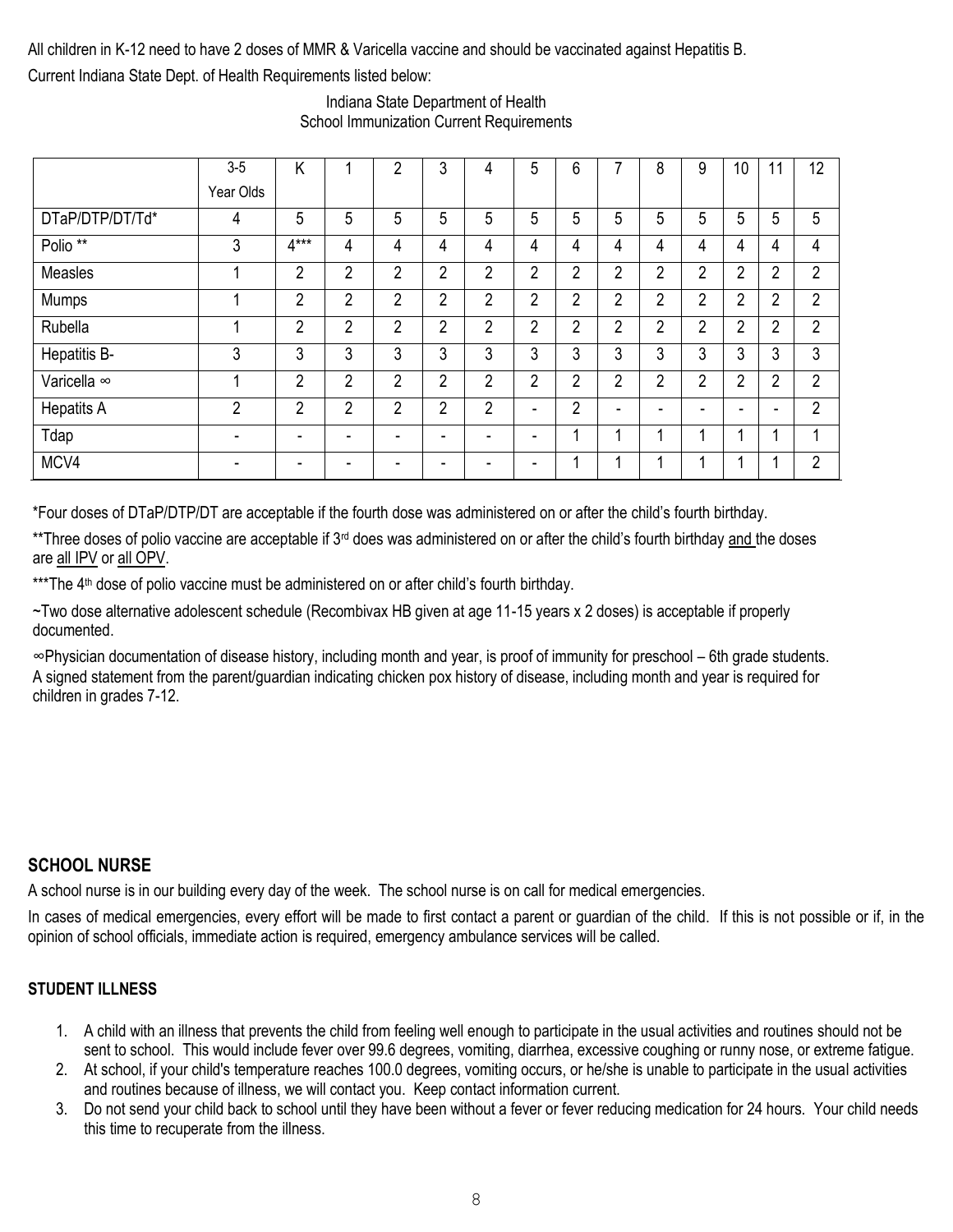All children in K-12 need to have 2 doses of MMR & Varicella vaccine and should be vaccinated against Hepatitis B.

Current Indiana State Dept. of Health Requirements listed below:

Indiana State Department of Health
School Immunization Current Requirements

| | 3-5 Year Olds | K | 1 | 2 | 3 | 4 | 5 | 6 | 7 | 8 | 9 | 10 | 11 | 12 |
|---|---|---|---|---|---|---|---|---|---|---|---|---|---|---|
| DTaP/DTP/DT/Td* | 4 | 5 | 5 | 5 | 5 | 5 | 5 | 5 | 5 | 5 | 5 | 5 | 5 | 5 |
| Polio ** | 3 | 4*** | 4 | 4 | 4 | 4 | 4 | 4 | 4 | 4 | 4 | 4 | 4 | 4 |
| Measles | 1 | 2 | 2 | 2 | 2 | 2 | 2 | 2 | 2 | 2 | 2 | 2 | 2 | 2 |
| Mumps | 1 | 2 | 2 | 2 | 2 | 2 | 2 | 2 | 2 | 2 | 2 | 2 | 2 | 2 |
| Rubella | 1 | 2 | 2 | 2 | 2 | 2 | 2 | 2 | 2 | 2 | 2 | 2 | 2 | 2 |
| Hepatitis B- | 3 | 3 | 3 | 3 | 3 | 3 | 3 | 3 | 3 | 3 | 3 | 3 | 3 | 3 |
| Varicella ∞ | 1 | 2 | 2 | 2 | 2 | 2 | 2 | 2 | 2 | 2 | 2 | 2 | 2 | 2 |
| Hepatits A | 2 | 2 | 2 | 2 | 2 | 2 | - | 2 | - | - | - | - | - | 2 |
| Tdap | - | - | - | - | - | - | - | 1 | 1 | 1 | 1 | 1 | 1 | 1 |
| MCV4 | - | - | - | - | - | - | - | 1 | 1 | 1 | 1 | 1 | 1 | 2 |

*Four doses of DTaP/DTP/DT are acceptable if the fourth dose was administered on or after the child's fourth birthday.

**Three doses of polio vaccine are acceptable if 3rd does was administered on or after the child's fourth birthday and the doses are all IPV or all OPV.

***The 4th dose of polio vaccine must be administered on or after child's fourth birthday.

~Two dose alternative adolescent schedule (Recombivax HB given at age 11-15 years x 2 doses) is acceptable if properly documented.

∞Physician documentation of disease history, including month and year, is proof of immunity for preschool – 6th grade students. A signed statement from the parent/guardian indicating chicken pox history of disease, including month and year is required for children in grades 7-12.

## SCHOOL NURSE

A school nurse is in our building every day of the week. The school nurse is on call for medical emergencies.

In cases of medical emergencies, every effort will be made to first contact a parent or guardian of the child. If this is not possible or if, in the opinion of school officials, immediate action is required, emergency ambulance services will be called.

## STUDENT ILLNESS

1. A child with an illness that prevents the child from feeling well enough to participate in the usual activities and routines should not be sent to school. This would include fever over 99.6 degrees, vomiting, diarrhea, excessive coughing or runny nose, or extreme fatigue.
2. At school, if your child's temperature reaches 100.0 degrees, vomiting occurs, or he/she is unable to participate in the usual activities and routines because of illness, we will contact you. Keep contact information current.
3. Do not send your child back to school until they have been without a fever or fever reducing medication for 24 hours. Your child needs this time to recuperate from the illness.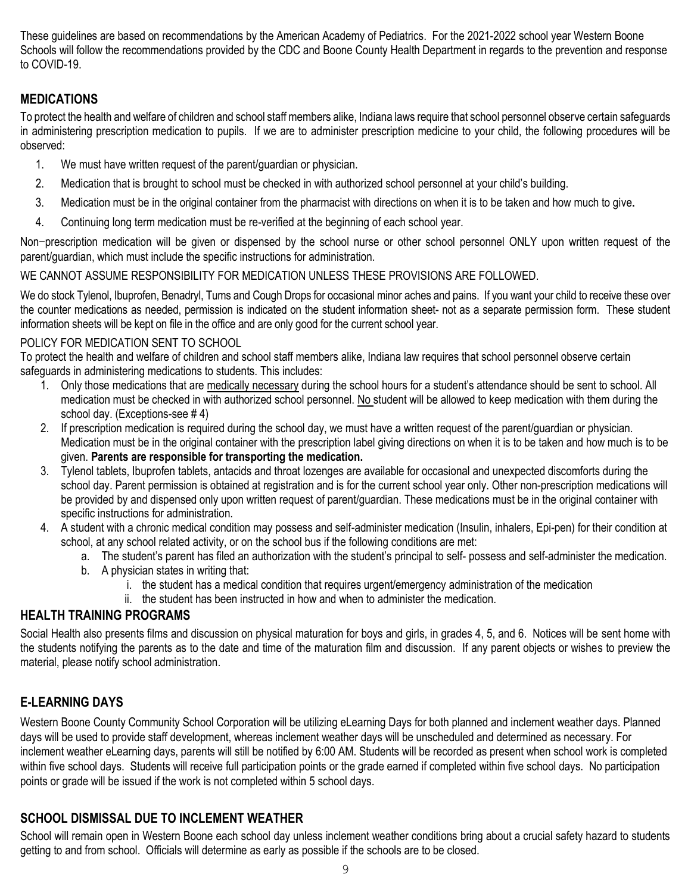These guidelines are based on recommendations by the American Academy of Pediatrics. For the 2021-2022 school year Western Boone Schools will follow the recommendations provided by the CDC and Boone County Health Department in regards to the prevention and response to COVID-19.

## MEDICATIONS

To protect the health and welfare of children and school staff members alike, Indiana laws require that school personnel observe certain safeguards in administering prescription medication to pupils. If we are to administer prescription medicine to your child, the following procedures will be observed:

1. We must have written request of the parent/guardian or physician.
2. Medication that is brought to school must be checked in with authorized school personnel at your child's building.
3. Medication must be in the original container from the pharmacist with directions on when it is to be taken and how much to give**.**
4. Continuing long term medication must be re-verified at the beginning of each school year.

Non-prescription medication will be given or dispensed by the school nurse or other school personnel ONLY upon written request of the parent/guardian, which must include the specific instructions for administration.

WE CANNOT ASSUME RESPONSIBILITY FOR MEDICATION UNLESS THESE PROVISIONS ARE FOLLOWED.

We do stock Tylenol, Ibuprofen, Benadryl, Tums and Cough Drops for occasional minor aches and pains. If you want your child to receive these over the counter medications as needed, permission is indicated on the student information sheet- not as a separate permission form. These student information sheets will be kept on file in the office and are only good for the current school year.

POLICY FOR MEDICATION SENT TO SCHOOL

To protect the health and welfare of children and school staff members alike, Indiana law requires that school personnel observe certain safeguards in administering medications to students. This includes:

1. Only those medications that are <u>medically necessary</u> during the school hours for a student's attendance should be sent to school. All medication must be checked in with authorized school personnel. <u>No</u> student will be allowed to keep medication with them during the school day. (Exceptions-see # 4)
2. If prescription medication is required during the school day, we must have a written request of the parent/guardian or physician. Medication must be in the original container with the prescription label giving directions on when it is to be taken and how much is to be given. **Parents are responsible for transporting the medication.**
3. Tylenol tablets, Ibuprofen tablets, antacids and throat lozenges are available for occasional and unexpected discomforts during the school day. Parent permission is obtained at registration and is for the current school year only. Other non-prescription medications will be provided by and dispensed only upon written request of parent/guardian. These medications must be in the original container with specific instructions for administration.
4. A student with a chronic medical condition may possess and self-administer medication (Insulin, inhalers, Epi-pen) for their condition at school, at any school related activity, or on the school bus if the following conditions are met:
   a. The student's parent has filed an authorization with the student's principal to self- possess and self-administer the medication.
   b. A physician states in writing that:
      i. the student has a medical condition that requires urgent/emergency administration of the medication
      ii. the student has been instructed in how and when to administer the medication.

## HEALTH TRAINING PROGRAMS

Social Health also presents films and discussion on physical maturation for boys and girls, in grades 4, 5, and 6. Notices will be sent home with the students notifying the parents as to the date and time of the maturation film and discussion. If any parent objects or wishes to preview the material, please notify school administration.

## E-LEARNING DAYS

Western Boone County Community School Corporation will be utilizing eLearning Days for both planned and inclement weather days. Planned days will be used to provide staff development, whereas inclement weather days will be unscheduled and determined as necessary. For inclement weather eLearning days, parents will still be notified by 6:00 AM. Students will be recorded as present when school work is completed within five school days. Students will receive full participation points or the grade earned if completed within five school days. No participation points or grade will be issued if the work is not completed within 5 school days.

## SCHOOL DISMISSAL DUE TO INCLEMENT WEATHER

School will remain open in Western Boone each school day unless inclement weather conditions bring about a crucial safety hazard to students getting to and from school. Officials will determine as early as possible if the schools are to be closed.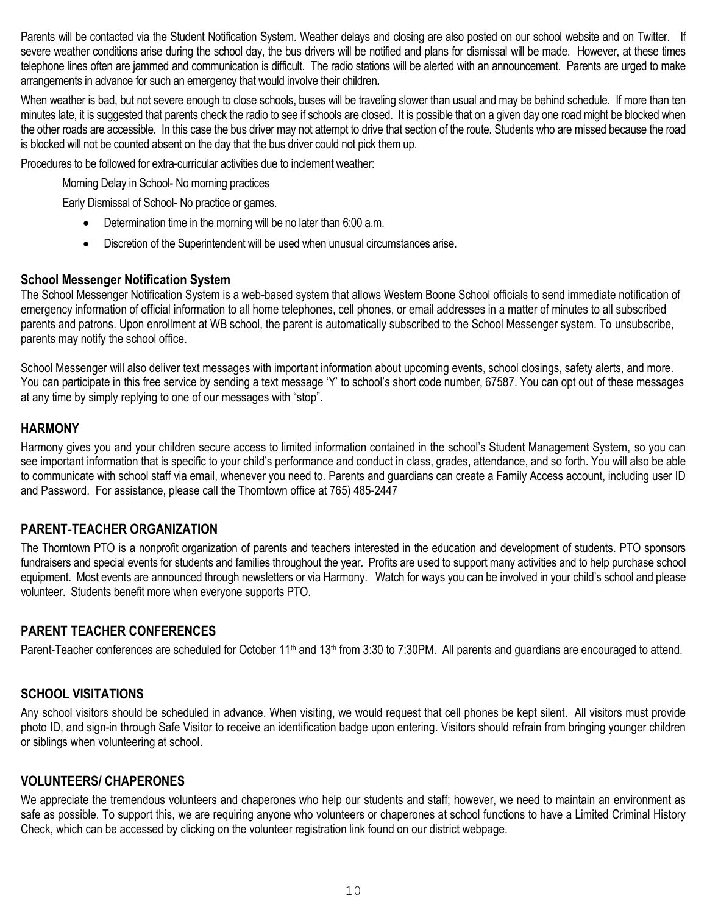Parents will be contacted via the Student Notification System. Weather delays and closing are also posted on our school website and on Twitter. If severe weather conditions arise during the school day, the bus drivers will be notified and plans for dismissal will be made. However, at these times telephone lines often are jammed and communication is difficult. The radio stations will be alerted with an announcement. Parents are urged to make arrangements in advance for such an emergency that would involve their children**.**

When weather is bad, but not severe enough to close schools, buses will be traveling slower than usual and may be behind schedule. If more than ten minutes late, it is suggested that parents check the radio to see if schools are closed. It is possible that on a given day one road might be blocked when the other roads are accessible. In this case the bus driver may not attempt to drive that section of the route. Students who are missed because the road is blocked will not be counted absent on the day that the bus driver could not pick them up.

Procedures to be followed for extra-curricular activities due to inclement weather:

Morning Delay in School- No morning practices

Early Dismissal of School- No practice or games.

- Determination time in the morning will be no later than 6:00 a.m.
- Discretion of the Superintendent will be used when unusual circumstances arise.

### School Messenger Notification System

The School Messenger Notification System is a web-based system that allows Western Boone School officials to send immediate notification of emergency information of official information to all home telephones, cell phones, or email addresses in a matter of minutes to all subscribed parents and patrons. Upon enrollment at WB school, the parent is automatically subscribed to the School Messenger system. To unsubscribe, parents may notify the school office.

School Messenger will also deliver text messages with important information about upcoming events, school closings, safety alerts, and more. You can participate in this free service by sending a text message 'Y' to school's short code number, 67587. You can opt out of these messages at any time by simply replying to one of our messages with "stop".

## HARMONY

Harmony gives you and your children secure access to limited information contained in the school's Student Management System, so you can see important information that is specific to your child's performance and conduct in class, grades, attendance, and so forth. You will also be able to communicate with school staff via email, whenever you need to. Parents and guardians can create a Family Access account, including user ID and Password. For assistance, please call the Thorntown office at 765) 485-2447

## PARENT-TEACHER ORGANIZATION

The Thorntown PTO is a nonprofit organization of parents and teachers interested in the education and development of students. PTO sponsors fundraisers and special events for students and families throughout the year. Profits are used to support many activities and to help purchase school equipment. Most events are announced through newsletters or via Harmony. Watch for ways you can be involved in your child's school and please volunteer. Students benefit more when everyone supports PTO.

## PARENT TEACHER CONFERENCES

Parent-Teacher conferences are scheduled for October 11th and 13th from 3:30 to 7:30PM. All parents and guardians are encouraged to attend.

## SCHOOL VISITATIONS

Any school visitors should be scheduled in advance. When visiting, we would request that cell phones be kept silent. All visitors must provide photo ID, and sign-in through Safe Visitor to receive an identification badge upon entering. Visitors should refrain from bringing younger children or siblings when volunteering at school.

## VOLUNTEERS/ CHAPERONES

We appreciate the tremendous volunteers and chaperones who help our students and staff; however, we need to maintain an environment as safe as possible. To support this, we are requiring anyone who volunteers or chaperones at school functions to have a Limited Criminal History Check, which can be accessed by clicking on the volunteer registration link found on our district webpage.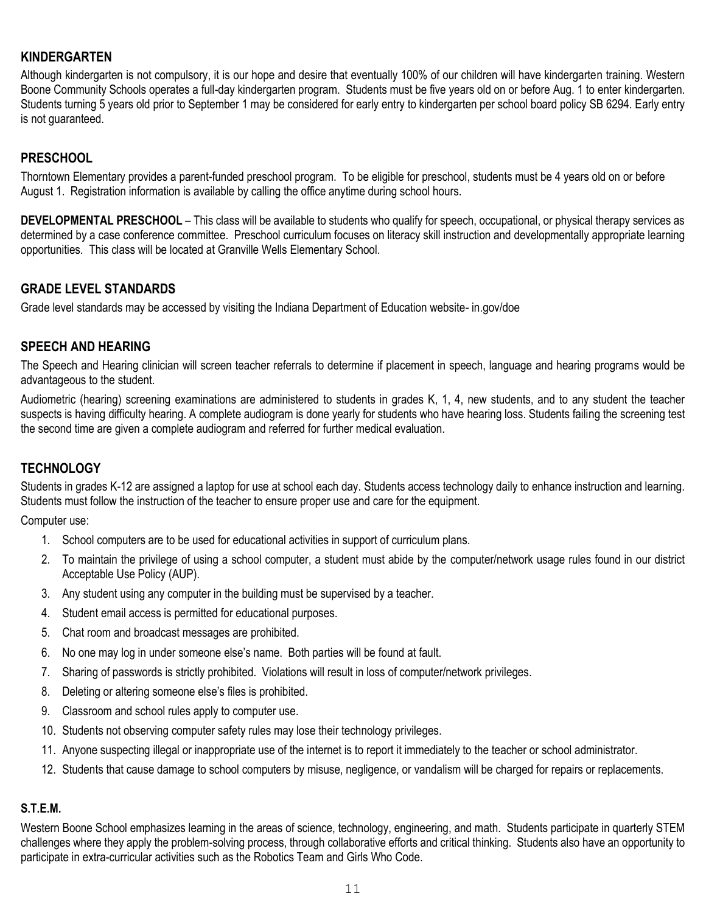## KINDERGARTEN

Although kindergarten is not compulsory, it is our hope and desire that eventually 100% of our children will have kindergarten training. Western Boone Community Schools operates a full-day kindergarten program. Students must be five years old on or before Aug. 1 to enter kindergarten. Students turning 5 years old prior to September 1 may be considered for early entry to kindergarten per school board policy SB 6294. Early entry is not guaranteed.

## PRESCHOOL

Thorntown Elementary provides a parent-funded preschool program. To be eligible for preschool, students must be 4 years old on or before August 1. Registration information is available by calling the office anytime during school hours.

**DEVELOPMENTAL PRESCHOOL** – This class will be available to students who qualify for speech, occupational, or physical therapy services as determined by a case conference committee. Preschool curriculum focuses on literacy skill instruction and developmentally appropriate learning opportunities. This class will be located at Granville Wells Elementary School.

## GRADE LEVEL STANDARDS

Grade level standards may be accessed by visiting the Indiana Department of Education website- in.gov/doe

## SPEECH AND HEARING

The Speech and Hearing clinician will screen teacher referrals to determine if placement in speech, language and hearing programs would be advantageous to the student.

Audiometric (hearing) screening examinations are administered to students in grades K, 1, 4, new students, and to any student the teacher suspects is having difficulty hearing. A complete audiogram is done yearly for students who have hearing loss. Students failing the screening test the second time are given a complete audiogram and referred for further medical evaluation.

## TECHNOLOGY

Students in grades K-12 are assigned a laptop for use at school each day. Students access technology daily to enhance instruction and learning. Students must follow the instruction of the teacher to ensure proper use and care for the equipment.

Computer use:

1. School computers are to be used for educational activities in support of curriculum plans.
2. To maintain the privilege of using a school computer, a student must abide by the computer/network usage rules found in our district Acceptable Use Policy (AUP).
3. Any student using any computer in the building must be supervised by a teacher.
4. Student email access is permitted for educational purposes.
5. Chat room and broadcast messages are prohibited.
6. No one may log in under someone else's name. Both parties will be found at fault.
7. Sharing of passwords is strictly prohibited. Violations will result in loss of computer/network privileges.
8. Deleting or altering someone else's files is prohibited.
9. Classroom and school rules apply to computer use.
10. Students not observing computer safety rules may lose their technology privileges.
11. Anyone suspecting illegal or inappropriate use of the internet is to report it immediately to the teacher or school administrator.
12. Students that cause damage to school computers by misuse, negligence, or vandalism will be charged for repairs or replacements.

### S.T.E.M.

Western Boone School emphasizes learning in the areas of science, technology, engineering, and math. Students participate in quarterly STEM challenges where they apply the problem-solving process, through collaborative efforts and critical thinking. Students also have an opportunity to participate in extra-curricular activities such as the Robotics Team and Girls Who Code.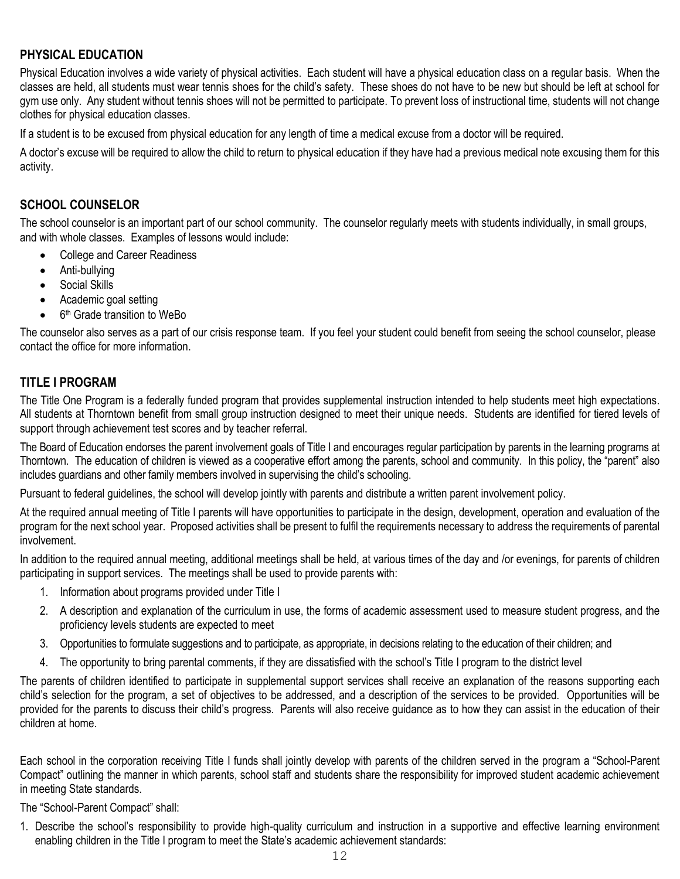## PHYSICAL EDUCATION

Physical Education involves a wide variety of physical activities. Each student will have a physical education class on a regular basis. When the classes are held, all students must wear tennis shoes for the child's safety. These shoes do not have to be new but should be left at school for gym use only. Any student without tennis shoes will not be permitted to participate. To prevent loss of instructional time, students will not change clothes for physical education classes.

If a student is to be excused from physical education for any length of time a medical excuse from a doctor will be required.

A doctor's excuse will be required to allow the child to return to physical education if they have had a previous medical note excusing them for this activity.

## SCHOOL COUNSELOR

The school counselor is an important part of our school community. The counselor regularly meets with students individually, in small groups, and with whole classes. Examples of lessons would include:

- College and Career Readiness
- Anti-bullying
- Social Skills
- Academic goal setting
- 6th Grade transition to WeBo

The counselor also serves as a part of our crisis response team. If you feel your student could benefit from seeing the school counselor, please contact the office for more information.

## TITLE I PROGRAM

The Title One Program is a federally funded program that provides supplemental instruction intended to help students meet high expectations. All students at Thorntown benefit from small group instruction designed to meet their unique needs. Students are identified for tiered levels of support through achievement test scores and by teacher referral.

The Board of Education endorses the parent involvement goals of Title I and encourages regular participation by parents in the learning programs at Thorntown. The education of children is viewed as a cooperative effort among the parents, school and community. In this policy, the "parent" also includes guardians and other family members involved in supervising the child's schooling.

Pursuant to federal guidelines, the school will develop jointly with parents and distribute a written parent involvement policy.

At the required annual meeting of Title I parents will have opportunities to participate in the design, development, operation and evaluation of the program for the next school year. Proposed activities shall be present to fulfil the requirements necessary to address the requirements of parental involvement.

In addition to the required annual meeting, additional meetings shall be held, at various times of the day and /or evenings, for parents of children participating in support services. The meetings shall be used to provide parents with:

1. Information about programs provided under Title I
2. A description and explanation of the curriculum in use, the forms of academic assessment used to measure student progress, and the proficiency levels students are expected to meet
3. Opportunities to formulate suggestions and to participate, as appropriate, in decisions relating to the education of their children; and
4. The opportunity to bring parental comments, if they are dissatisfied with the school's Title I program to the district level

The parents of children identified to participate in supplemental support services shall receive an explanation of the reasons supporting each child's selection for the program, a set of objectives to be addressed, and a description of the services to be provided. Opportunities will be provided for the parents to discuss their child's progress. Parents will also receive guidance as to how they can assist in the education of their children at home.

Each school in the corporation receiving Title I funds shall jointly develop with parents of the children served in the program a "School-Parent Compact" outlining the manner in which parents, school staff and students share the responsibility for improved student academic achievement in meeting State standards.

The "School-Parent Compact" shall:

1. Describe the school's responsibility to provide high-quality curriculum and instruction in a supportive and effective learning environment enabling children in the Title I program to meet the State's academic achievement standards: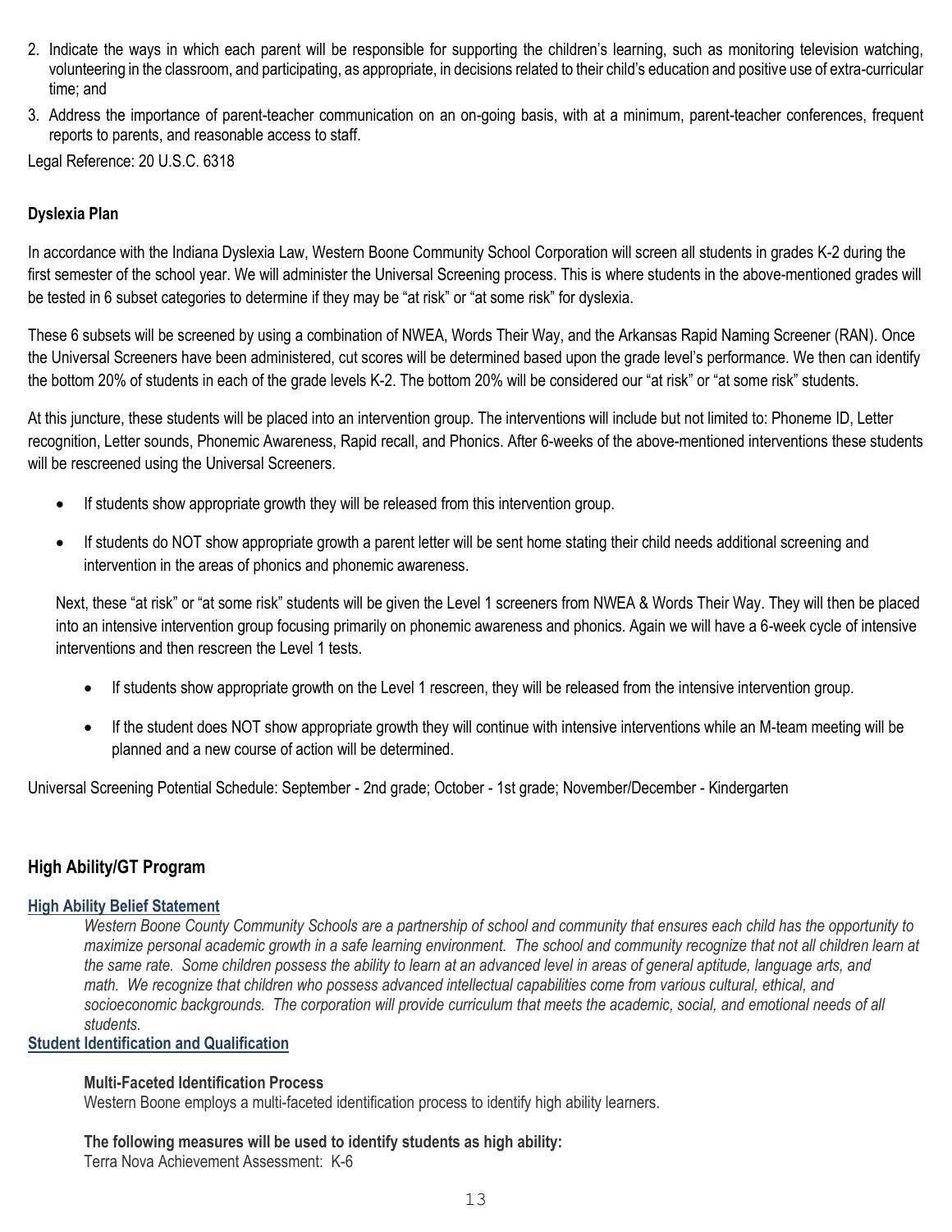2. Indicate the ways in which each parent will be responsible for supporting the children's learning, such as monitoring television watching, volunteering in the classroom, and participating, as appropriate, in decisions related to their child's education and positive use of extra-curricular time; and
3. Address the importance of parent-teacher communication on an on-going basis, with at a minimum, parent-teacher conferences, frequent reports to parents, and reasonable access to staff.

Legal Reference: 20 U.S.C. 6318

**Dyslexia Plan**

In accordance with the Indiana Dyslexia Law, Western Boone Community School Corporation will screen all students in grades K-2 during the first semester of the school year. We will administer the Universal Screening process. This is where students in the above-mentioned grades will be tested in 6 subset categories to determine if they may be "at risk" or "at some risk" for dyslexia.

These 6 subsets will be screened by using a combination of NWEA, Words Their Way, and the Arkansas Rapid Naming Screener (RAN). Once the Universal Screeners have been administered, cut scores will be determined based upon the grade level's performance. We then can identify the bottom 20% of students in each of the grade levels K-2. The bottom 20% will be considered our "at risk" or "at some risk" students.

At this juncture, these students will be placed into an intervention group. The interventions will include but not limited to: Phoneme ID, Letter recognition, Letter sounds, Phonemic Awareness, Rapid recall, and Phonics. After 6-weeks of the above-mentioned interventions these students will be rescreened using the Universal Screeners.

- If students show appropriate growth they will be released from this intervention group.
- If students do NOT show appropriate growth a parent letter will be sent home stating their child needs additional screening and intervention in the areas of phonics and phonemic awareness.

Next, these "at risk" or "at some risk" students will be given the Level 1 screeners from NWEA & Words Their Way. They will then be placed into an intensive intervention group focusing primarily on phonemic awareness and phonics. Again we will have a 6-week cycle of intensive interventions and then rescreen the Level 1 tests.

- If students show appropriate growth on the Level 1 rescreen, they will be released from the intensive intervention group.
- If the student does NOT show appropriate growth they will continue with intensive interventions while an M-team meeting will be planned and a new course of action will be determined.

Universal Screening Potential Schedule: September - 2nd grade; October - 1st grade; November/December - Kindergarten

## High Ability/GT Program

### High Ability Belief Statement

*Western Boone County Community Schools are a partnership of school and community that ensures each child has the opportunity to maximize personal academic growth in a safe learning environment. The school and community recognize that not all children learn at the same rate. Some children possess the ability to learn at an advanced level in areas of general aptitude, language arts, and math. We recognize that children who possess advanced intellectual capabilities come from various cultural, ethical, and socioeconomic backgrounds. The corporation will provide curriculum that meets the academic, social, and emotional needs of all students.*

### Student Identification and Qualification

**Multi-Faceted Identification Process**

Western Boone employs a multi-faceted identification process to identify high ability learners.

**The following measures will be used to identify students as high ability:**

Terra Nova Achievement Assessment: K-6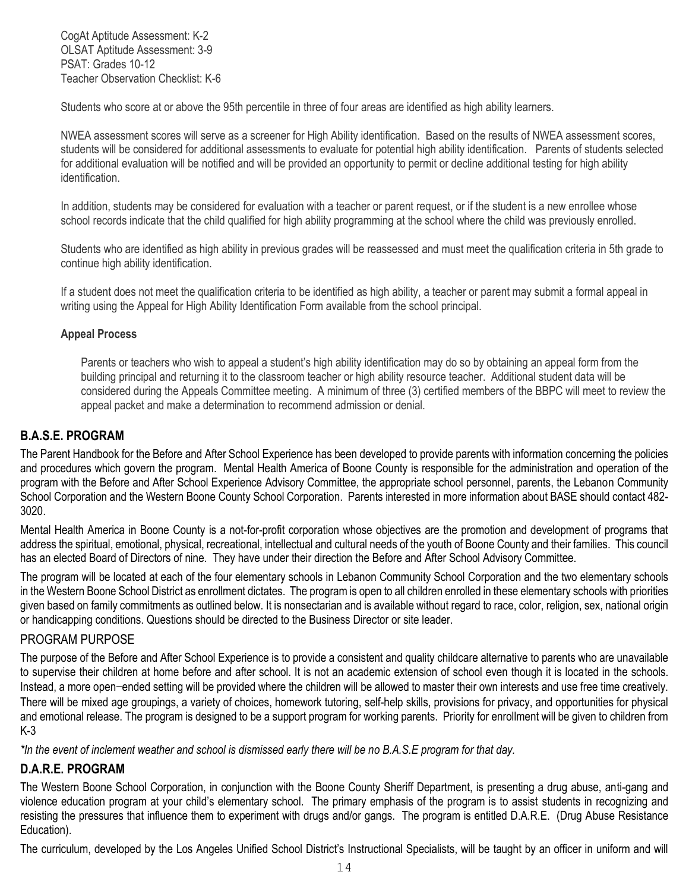CogAt Aptitude Assessment: K-2
OLSAT Aptitude Assessment: 3-9
PSAT: Grades 10-12
Teacher Observation Checklist: K-6

Students who score at or above the 95th percentile in three of four areas are identified as high ability learners.

NWEA assessment scores will serve as a screener for High Ability identification. Based on the results of NWEA assessment scores, students will be considered for additional assessments to evaluate for potential high ability identification. Parents of students selected for additional evaluation will be notified and will be provided an opportunity to permit or decline additional testing for high ability identification.

In addition, students may be considered for evaluation with a teacher or parent request, or if the student is a new enrollee whose school records indicate that the child qualified for high ability programming at the school where the child was previously enrolled.

Students who are identified as high ability in previous grades will be reassessed and must meet the qualification criteria in 5th grade to continue high ability identification.

If a student does not meet the qualification criteria to be identified as high ability, a teacher or parent may submit a formal appeal in writing using the Appeal for High Ability Identification Form available from the school principal.

**Appeal Process**

Parents or teachers who wish to appeal a student's high ability identification may do so by obtaining an appeal form from the building principal and returning it to the classroom teacher or high ability resource teacher. Additional student data will be considered during the Appeals Committee meeting. A minimum of three (3) certified members of the BBPC will meet to review the appeal packet and make a determination to recommend admission or denial.

## B.A.S.E. PROGRAM

The Parent Handbook for the Before and After School Experience has been developed to provide parents with information concerning the policies and procedures which govern the program. Mental Health America of Boone County is responsible for the administration and operation of the program with the Before and After School Experience Advisory Committee, the appropriate school personnel, parents, the Lebanon Community School Corporation and the Western Boone County School Corporation. Parents interested in more information about BASE should contact 482-3020.

Mental Health America in Boone County is a not-for-profit corporation whose objectives are the promotion and development of programs that address the spiritual, emotional, physical, recreational, intellectual and cultural needs of the youth of Boone County and their families. This council has an elected Board of Directors of nine. They have under their direction the Before and After School Advisory Committee.

The program will be located at each of the four elementary schools in Lebanon Community School Corporation and the two elementary schools in the Western Boone School District as enrollment dictates. The program is open to all children enrolled in these elementary schools with priorities given based on family commitments as outlined below. It is nonsectarian and is available without regard to race, color, religion, sex, national origin or handicapping conditions. Questions should be directed to the Business Director or site leader.

### PROGRAM PURPOSE

The purpose of the Before and After School Experience is to provide a consistent and quality childcare alternative to parents who are unavailable to supervise their children at home before and after school. It is not an academic extension of school even though it is located in the schools. Instead, a more open-ended setting will be provided where the children will be allowed to master their own interests and use free time creatively. There will be mixed age groupings, a variety of choices, homework tutoring, self-help skills, provisions for privacy, and opportunities for physical and emotional release. The program is designed to be a support program for working parents. Priority for enrollment will be given to children from K-3

*\*In the event of inclement weather and school is dismissed early there will be no B.A.S.E program for that day.*

## D.A.R.E. PROGRAM

The Western Boone School Corporation, in conjunction with the Boone County Sheriff Department, is presenting a drug abuse, anti-gang and violence education program at your child's elementary school. The primary emphasis of the program is to assist students in recognizing and resisting the pressures that influence them to experiment with drugs and/or gangs. The program is entitled D.A.R.E. (Drug Abuse Resistance Education).

The curriculum, developed by the Los Angeles Unified School District's Instructional Specialists, will be taught by an officer in uniform and will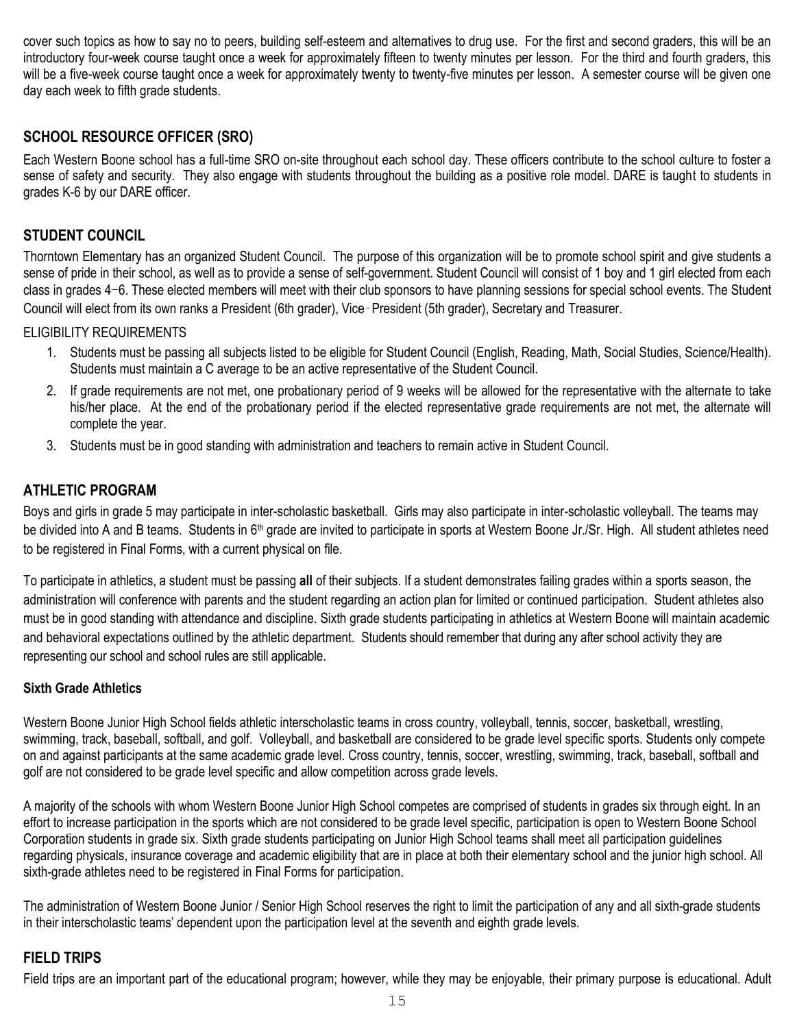cover such topics as how to say no to peers, building self-esteem and alternatives to drug use. For the first and second graders, this will be an introductory four-week course taught once a week for approximately fifteen to twenty minutes per lesson. For the third and fourth graders, this will be a five-week course taught once a week for approximately twenty to twenty-five minutes per lesson. A semester course will be given one day each week to fifth grade students.

## SCHOOL RESOURCE OFFICER (SRO)

Each Western Boone school has a full-time SRO on-site throughout each school day. These officers contribute to the school culture to foster a sense of safety and security. They also engage with students throughout the building as a positive role model. DARE is taught to students in grades K-6 by our DARE officer.

## STUDENT COUNCIL

Thorntown Elementary has an organized Student Council. The purpose of this organization will be to promote school spirit and give students a sense of pride in their school, as well as to provide a sense of self-government. Student Council will consist of 1 boy and 1 girl elected from each class in grades 4–6. These elected members will meet with their club sponsors to have planning sessions for special school events. The Student Council will elect from its own ranks a President (6th grader), Vice‑President (5th grader), Secretary and Treasurer.

ELIGIBILITY REQUIREMENTS

1. Students must be passing all subjects listed to be eligible for Student Council (English, Reading, Math, Social Studies, Science/Health). Students must maintain a C average to be an active representative of the Student Council.
2. If grade requirements are not met, one probationary period of 9 weeks will be allowed for the representative with the alternate to take his/her place. At the end of the probationary period if the elected representative grade requirements are not met, the alternate will complete the year.
3. Students must be in good standing with administration and teachers to remain active in Student Council.

## ATHLETIC PROGRAM

Boys and girls in grade 5 may participate in inter-scholastic basketball. Girls may also participate in inter-scholastic volleyball. The teams may be divided into A and B teams. Students in 6th grade are invited to participate in sports at Western Boone Jr./Sr. High. All student athletes need to be registered in Final Forms, with a current physical on file.

To participate in athletics, a student must be passing **all** of their subjects. If a student demonstrates failing grades within a sports season, the administration will conference with parents and the student regarding an action plan for limited or continued participation. Student athletes also must be in good standing with attendance and discipline. Sixth grade students participating in athletics at Western Boone will maintain academic and behavioral expectations outlined by the athletic department. Students should remember that during any after school activity they are representing our school and school rules are still applicable.

### Sixth Grade Athletics

Western Boone Junior High School fields athletic interscholastic teams in cross country, volleyball, tennis, soccer, basketball, wrestling, swimming, track, baseball, softball, and golf. Volleyball, and basketball are considered to be grade level specific sports. Students only compete on and against participants at the same academic grade level. Cross country, tennis, soccer, wrestling, swimming, track, baseball, softball and golf are not considered to be grade level specific and allow competition across grade levels.

A majority of the schools with whom Western Boone Junior High School competes are comprised of students in grades six through eight. In an effort to increase participation in the sports which are not considered to be grade level specific, participation is open to Western Boone School Corporation students in grade six. Sixth grade students participating on Junior High School teams shall meet all participation guidelines regarding physicals, insurance coverage and academic eligibility that are in place at both their elementary school and the junior high school. All sixth-grade athletes need to be registered in Final Forms for participation.

The administration of Western Boone Junior / Senior High School reserves the right to limit the participation of any and all sixth-grade students in their interscholastic teams' dependent upon the participation level at the seventh and eighth grade levels.

## FIELD TRIPS

Field trips are an important part of the educational program; however, while they may be enjoyable, their primary purpose is educational. Adult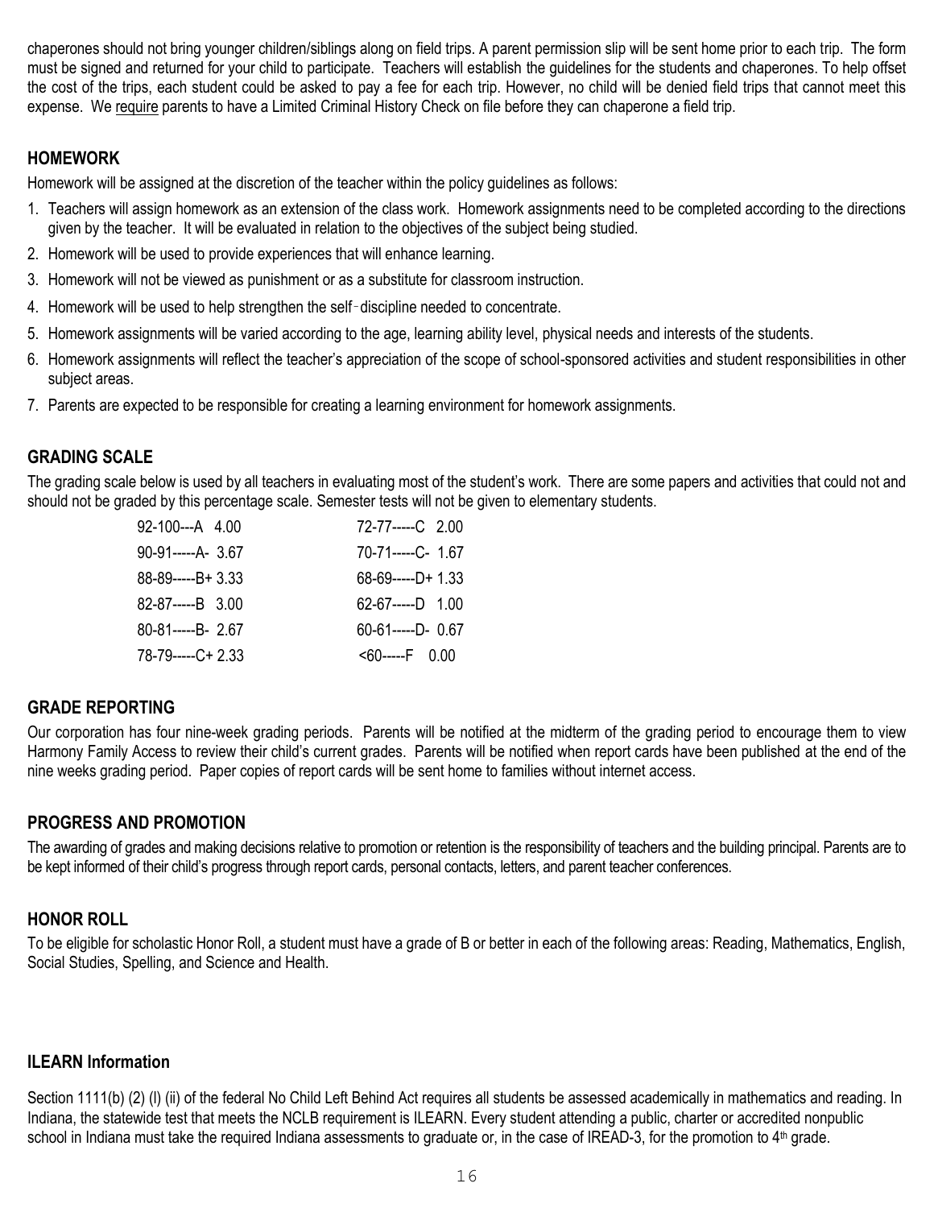chaperones should not bring younger children/siblings along on field trips. A parent permission slip will be sent home prior to each trip. The form must be signed and returned for your child to participate. Teachers will establish the guidelines for the students and chaperones. To help offset the cost of the trips, each student could be asked to pay a fee for each trip. However, no child will be denied field trips that cannot meet this expense. We require parents to have a Limited Criminal History Check on file before they can chaperone a field trip.

## HOMEWORK

Homework will be assigned at the discretion of the teacher within the policy guidelines as follows:

1. Teachers will assign homework as an extension of the class work. Homework assignments need to be completed according to the directions given by the teacher. It will be evaluated in relation to the objectives of the subject being studied.
2. Homework will be used to provide experiences that will enhance learning.
3. Homework will not be viewed as punishment or as a substitute for classroom instruction.
4. Homework will be used to help strengthen the self-discipline needed to concentrate.
5. Homework assignments will be varied according to the age, learning ability level, physical needs and interests of the students.
6. Homework assignments will reflect the teacher's appreciation of the scope of school-sponsored activities and student responsibilities in other subject areas.
7. Parents are expected to be responsible for creating a learning environment for homework assignments.

## GRADING SCALE

The grading scale below is used by all teachers in evaluating most of the student's work. There are some papers and activities that could not and should not be graded by this percentage scale. Semester tests will not be given to elementary students.

| | |
|---|---|
| 92-100---A 4.00 | 72-77-----C 2.00 |
| 90-91-----A- 3.67 | 70-71-----C- 1.67 |
| 88-89-----B+ 3.33 | 68-69-----D+ 1.33 |
| 82-87-----B 3.00 | 62-67-----D 1.00 |
| 80-81-----B- 2.67 | 60-61-----D- 0.67 |
| 78-79-----C+ 2.33 | <60-----F 0.00 |

## GRADE REPORTING

Our corporation has four nine-week grading periods. Parents will be notified at the midterm of the grading period to encourage them to view Harmony Family Access to review their child's current grades. Parents will be notified when report cards have been published at the end of the nine weeks grading period. Paper copies of report cards will be sent home to families without internet access.

## PROGRESS AND PROMOTION

The awarding of grades and making decisions relative to promotion or retention is the responsibility of teachers and the building principal. Parents are to be kept informed of their child's progress through report cards, personal contacts, letters, and parent teacher conferences.

## HONOR ROLL

To be eligible for scholastic Honor Roll, a student must have a grade of B or better in each of the following areas: Reading, Mathematics, English, Social Studies, Spelling, and Science and Health.

## ILEARN Information

Section 1111(b) (2) (I) (ii) of the federal No Child Left Behind Act requires all students be assessed academically in mathematics and reading. In Indiana, the statewide test that meets the NCLB requirement is ILEARN. Every student attending a public, charter or accredited nonpublic school in Indiana must take the required Indiana assessments to graduate or, in the case of IREAD-3, for the promotion to 4th grade.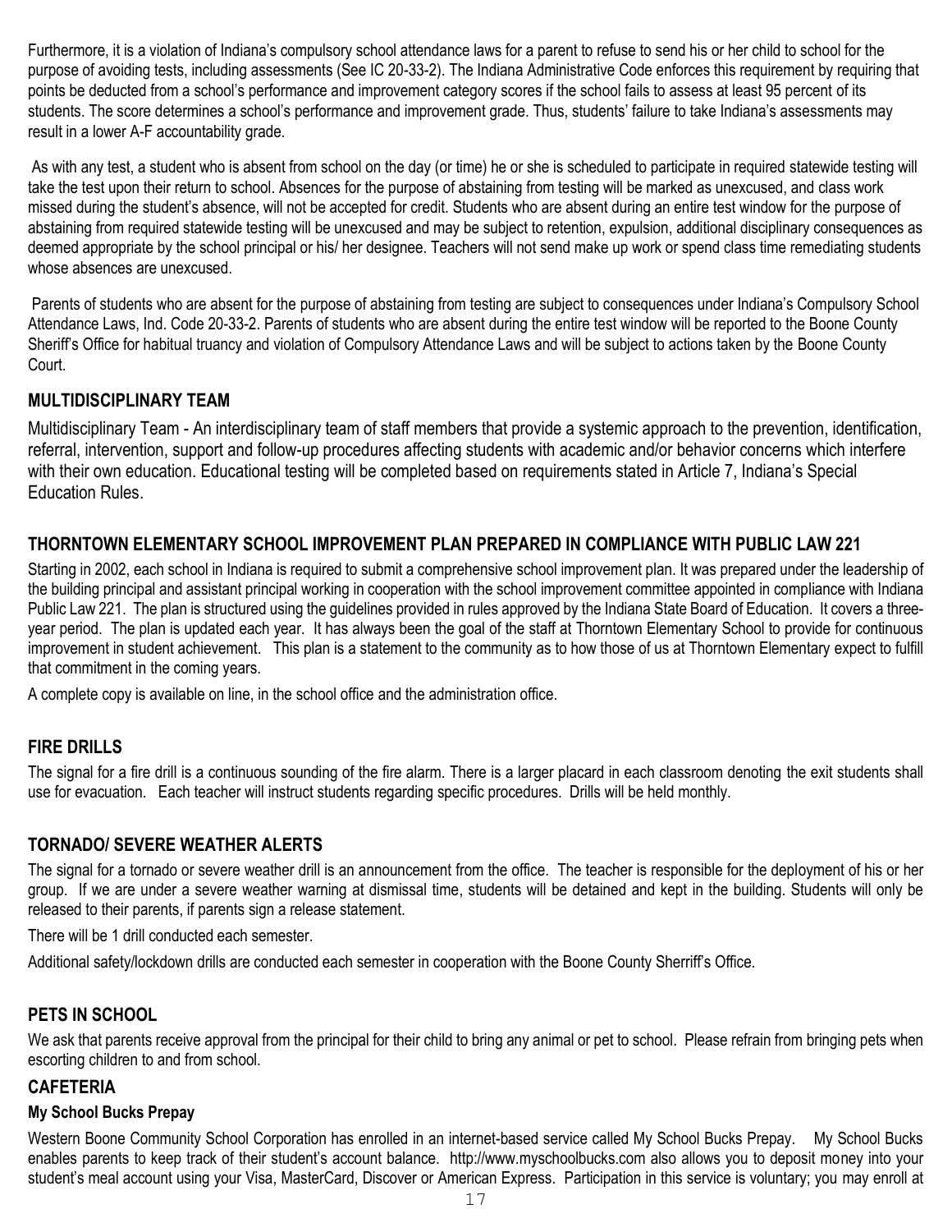Furthermore, it is a violation of Indiana's compulsory school attendance laws for a parent to refuse to send his or her child to school for the purpose of avoiding tests, including assessments (See IC 20-33-2). The Indiana Administrative Code enforces this requirement by requiring that points be deducted from a school's performance and improvement category scores if the school fails to assess at least 95 percent of its students. The score determines a school's performance and improvement grade. Thus, students' failure to take Indiana's assessments may result in a lower A-F accountability grade.

As with any test, a student who is absent from school on the day (or time) he or she is scheduled to participate in required statewide testing will take the test upon their return to school. Absences for the purpose of abstaining from testing will be marked as unexcused, and class work missed during the student's absence, will not be accepted for credit. Students who are absent during an entire test window for the purpose of abstaining from required statewide testing will be unexcused and may be subject to retention, expulsion, additional disciplinary consequences as deemed appropriate by the school principal or his/ her designee. Teachers will not send make up work or spend class time remediating students whose absences are unexcused.

Parents of students who are absent for the purpose of abstaining from testing are subject to consequences under Indiana's Compulsory School Attendance Laws, Ind. Code 20-33-2. Parents of students who are absent during the entire test window will be reported to the Boone County Sheriff's Office for habitual truancy and violation of Compulsory Attendance Laws and will be subject to actions taken by the Boone County Court.

## MULTIDISCIPLINARY TEAM

Multidisciplinary Team - An interdisciplinary team of staff members that provide a systemic approach to the prevention, identification, referral, intervention, support and follow-up procedures affecting students with academic and/or behavior concerns which interfere with their own education. Educational testing will be completed based on requirements stated in Article 7, Indiana's Special Education Rules.

## THORNTOWN ELEMENTARY SCHOOL IMPROVEMENT PLAN PREPARED IN COMPLIANCE WITH PUBLIC LAW 221

Starting in 2002, each school in Indiana is required to submit a comprehensive school improvement plan. It was prepared under the leadership of the building principal and assistant principal working in cooperation with the school improvement committee appointed in compliance with Indiana Public Law 221. The plan is structured using the guidelines provided in rules approved by the Indiana State Board of Education. It covers a three-year period. The plan is updated each year. It has always been the goal of the staff at Thorntown Elementary School to provide for continuous improvement in student achievement. This plan is a statement to the community as to how those of us at Thorntown Elementary expect to fulfill that commitment in the coming years.

A complete copy is available on line, in the school office and the administration office.

## FIRE DRILLS

The signal for a fire drill is a continuous sounding of the fire alarm. There is a larger placard in each classroom denoting the exit students shall use for evacuation. Each teacher will instruct students regarding specific procedures. Drills will be held monthly.

## TORNADO/ SEVERE WEATHER ALERTS

The signal for a tornado or severe weather drill is an announcement from the office. The teacher is responsible for the deployment of his or her group. If we are under a severe weather warning at dismissal time, students will be detained and kept in the building. Students will only be released to their parents, if parents sign a release statement.

There will be 1 drill conducted each semester.

Additional safety/lockdown drills are conducted each semester in cooperation with the Boone County Sherriff's Office.

## PETS IN SCHOOL

We ask that parents receive approval from the principal for their child to bring any animal or pet to school. Please refrain from bringing pets when escorting children to and from school.

## CAFETERIA

### My School Bucks Prepay

Western Boone Community School Corporation has enrolled in an internet-based service called My School Bucks Prepay. My School Bucks enables parents to keep track of their student's account balance. http://www.myschoolbucks.com also allows you to deposit money into your student's meal account using your Visa, MasterCard, Discover or American Express. Participation in this service is voluntary; you may enroll at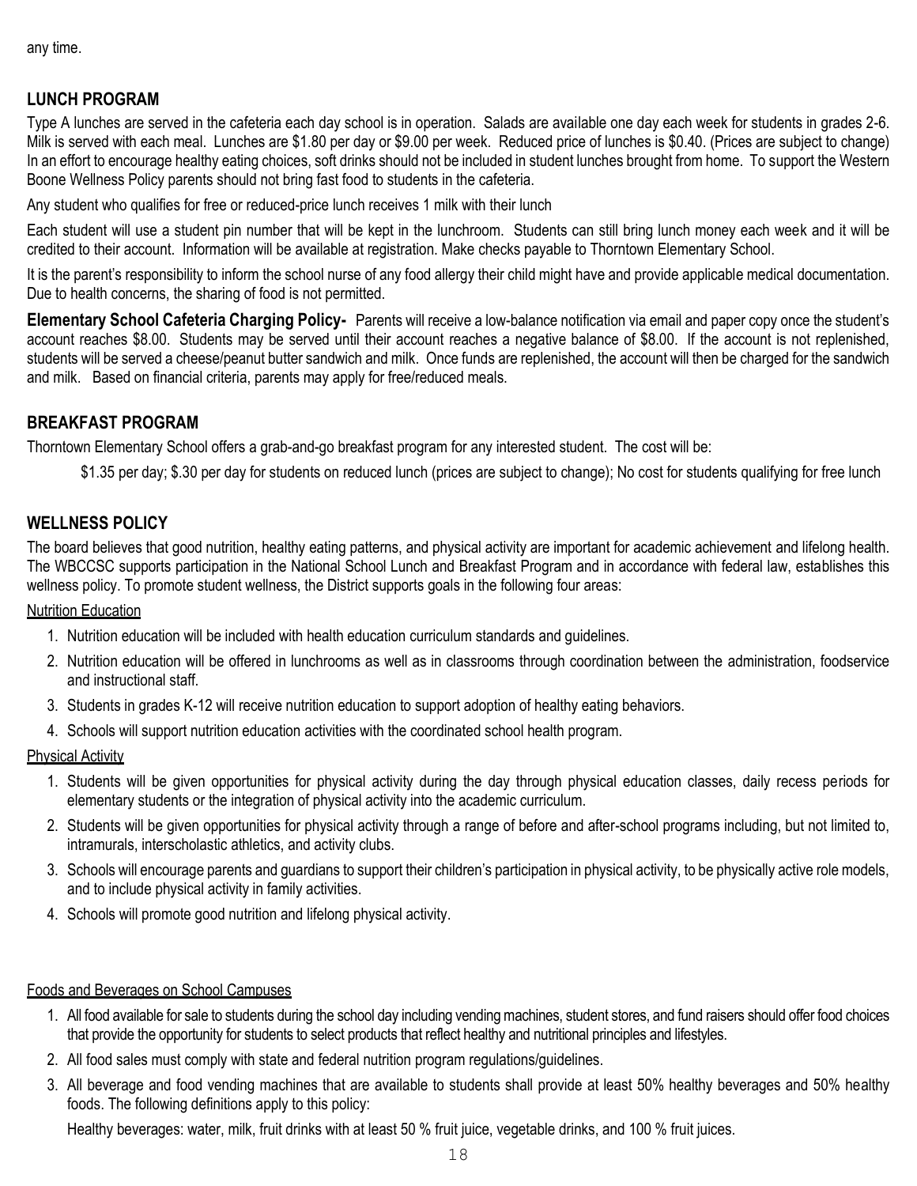any time.

## LUNCH PROGRAM

Type A lunches are served in the cafeteria each day school is in operation. Salads are available one day each week for students in grades 2-6. Milk is served with each meal. Lunches are $1.80 per day or $9.00 per week. Reduced price of lunches is $0.40. (Prices are subject to change) In an effort to encourage healthy eating choices, soft drinks should not be included in student lunches brought from home. To support the Western Boone Wellness Policy parents should not bring fast food to students in the cafeteria.

Any student who qualifies for free or reduced-price lunch receives 1 milk with their lunch

Each student will use a student pin number that will be kept in the lunchroom. Students can still bring lunch money each week and it will be credited to their account. Information will be available at registration. Make checks payable to Thorntown Elementary School.

It is the parent's responsibility to inform the school nurse of any food allergy their child might have and provide applicable medical documentation. Due to health concerns, the sharing of food is not permitted.

**Elementary School Cafeteria Charging Policy-** Parents will receive a low-balance notification via email and paper copy once the student's account reaches $8.00. Students may be served until their account reaches a negative balance of $8.00. If the account is not replenished, students will be served a cheese/peanut butter sandwich and milk. Once funds are replenished, the account will then be charged for the sandwich and milk. Based on financial criteria, parents may apply for free/reduced meals.

## BREAKFAST PROGRAM

Thorntown Elementary School offers a grab-and-go breakfast program for any interested student. The cost will be:

$1.35 per day; $.30 per day for students on reduced lunch (prices are subject to change); No cost for students qualifying for free lunch

## WELLNESS POLICY

The board believes that good nutrition, healthy eating patterns, and physical activity are important for academic achievement and lifelong health. The WBCCSC supports participation in the National School Lunch and Breakfast Program and in accordance with federal law, establishes this wellness policy. To promote student wellness, the District supports goals in the following four areas:

Nutrition Education

1. Nutrition education will be included with health education curriculum standards and guidelines.
2. Nutrition education will be offered in lunchrooms as well as in classrooms through coordination between the administration, foodservice and instructional staff.
3. Students in grades K-12 will receive nutrition education to support adoption of healthy eating behaviors.
4. Schools will support nutrition education activities with the coordinated school health program.

Physical Activity

1. Students will be given opportunities for physical activity during the day through physical education classes, daily recess periods for elementary students or the integration of physical activity into the academic curriculum.
2. Students will be given opportunities for physical activity through a range of before and after-school programs including, but not limited to, intramurals, interscholastic athletics, and activity clubs.
3. Schools will encourage parents and guardians to support their children's participation in physical activity, to be physically active role models, and to include physical activity in family activities.
4. Schools will promote good nutrition and lifelong physical activity.

Foods and Beverages on School Campuses

1. All food available for sale to students during the school day including vending machines, student stores, and fund raisers should offer food choices that provide the opportunity for students to select products that reflect healthy and nutritional principles and lifestyles.
2. All food sales must comply with state and federal nutrition program regulations/guidelines.
3. All beverage and food vending machines that are available to students shall provide at least 50% healthy beverages and 50% healthy foods. The following definitions apply to this policy:

   Healthy beverages: water, milk, fruit drinks with at least 50 % fruit juice, vegetable drinks, and 100 % fruit juices.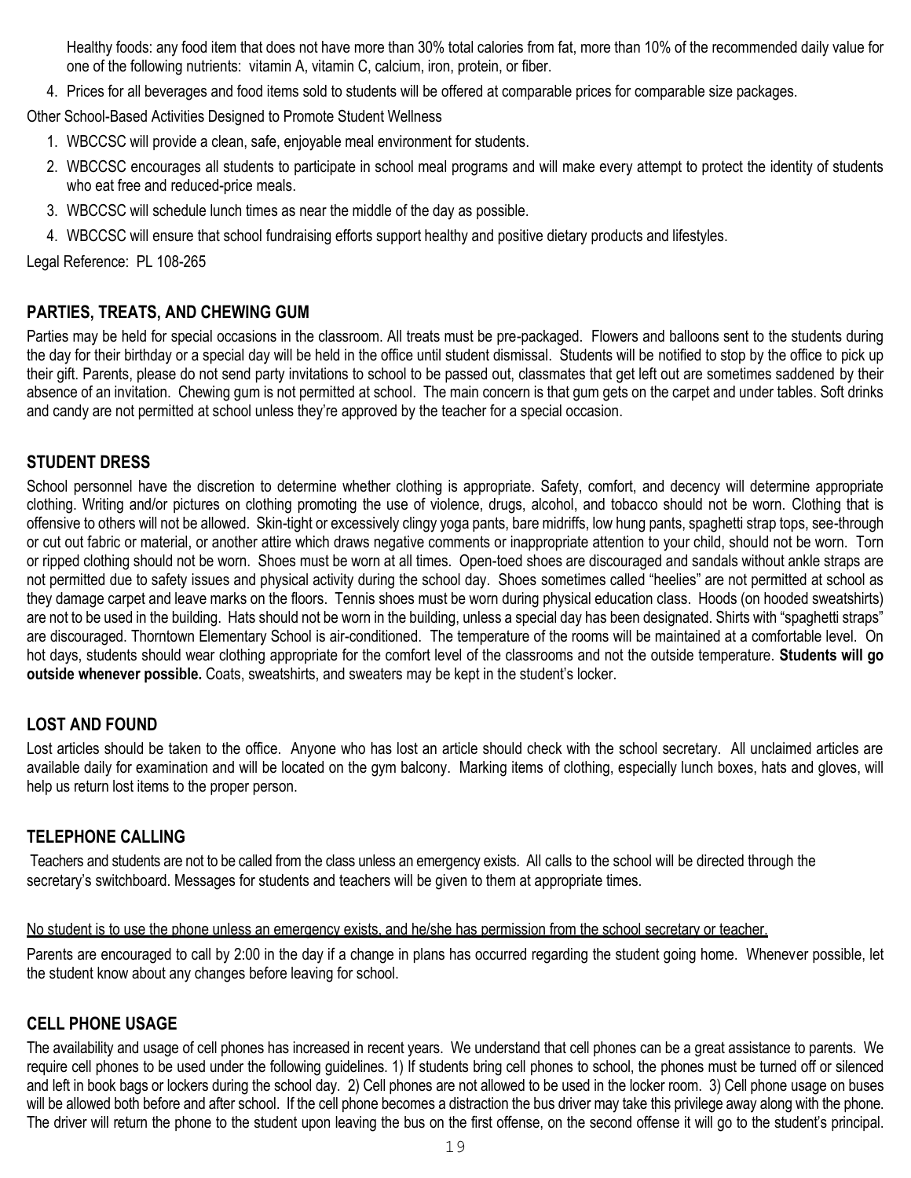Healthy foods: any food item that does not have more than 30% total calories from fat, more than 10% of the recommended daily value for one of the following nutrients: vitamin A, vitamin C, calcium, iron, protein, or fiber.

4. Prices for all beverages and food items sold to students will be offered at comparable prices for comparable size packages.

Other School-Based Activities Designed to Promote Student Wellness

1. WBCCSC will provide a clean, safe, enjoyable meal environment for students.
2. WBCCSC encourages all students to participate in school meal programs and will make every attempt to protect the identity of students who eat free and reduced-price meals.
3. WBCCSC will schedule lunch times as near the middle of the day as possible.
4. WBCCSC will ensure that school fundraising efforts support healthy and positive dietary products and lifestyles.

Legal Reference: PL 108-265

## PARTIES, TREATS, AND CHEWING GUM

Parties may be held for special occasions in the classroom. All treats must be pre-packaged. Flowers and balloons sent to the students during the day for their birthday or a special day will be held in the office until student dismissal. Students will be notified to stop by the office to pick up their gift. Parents, please do not send party invitations to school to be passed out, classmates that get left out are sometimes saddened by their absence of an invitation. Chewing gum is not permitted at school. The main concern is that gum gets on the carpet and under tables. Soft drinks and candy are not permitted at school unless they're approved by the teacher for a special occasion.

## STUDENT DRESS

School personnel have the discretion to determine whether clothing is appropriate. Safety, comfort, and decency will determine appropriate clothing. Writing and/or pictures on clothing promoting the use of violence, drugs, alcohol, and tobacco should not be worn. Clothing that is offensive to others will not be allowed. Skin-tight or excessively clingy yoga pants, bare midriffs, low hung pants, spaghetti strap tops, see-through or cut out fabric or material, or another attire which draws negative comments or inappropriate attention to your child, should not be worn. Torn or ripped clothing should not be worn. Shoes must be worn at all times. Open-toed shoes are discouraged and sandals without ankle straps are not permitted due to safety issues and physical activity during the school day. Shoes sometimes called "heelies" are not permitted at school as they damage carpet and leave marks on the floors. Tennis shoes must be worn during physical education class. Hoods (on hooded sweatshirts) are not to be used in the building. Hats should not be worn in the building, unless a special day has been designated. Shirts with "spaghetti straps" are discouraged. Thorntown Elementary School is air-conditioned. The temperature of the rooms will be maintained at a comfortable level. On hot days, students should wear clothing appropriate for the comfort level of the classrooms and not the outside temperature. **Students will go outside whenever possible.** Coats, sweatshirts, and sweaters may be kept in the student's locker.

## LOST AND FOUND

Lost articles should be taken to the office. Anyone who has lost an article should check with the school secretary. All unclaimed articles are available daily for examination and will be located on the gym balcony. Marking items of clothing, especially lunch boxes, hats and gloves, will help us return lost items to the proper person.

## TELEPHONE CALLING

Teachers and students are not to be called from the class unless an emergency exists. All calls to the school will be directed through the secretary's switchboard. Messages for students and teachers will be given to them at appropriate times.

<u>No student is to use the phone unless an emergency exists, and he/she has permission from the school secretary or teacher.</u>

Parents are encouraged to call by 2:00 in the day if a change in plans has occurred regarding the student going home. Whenever possible, let the student know about any changes before leaving for school.

## CELL PHONE USAGE

The availability and usage of cell phones has increased in recent years. We understand that cell phones can be a great assistance to parents. We require cell phones to be used under the following guidelines. 1) If students bring cell phones to school, the phones must be turned off or silenced and left in book bags or lockers during the school day. 2) Cell phones are not allowed to be used in the locker room. 3) Cell phone usage on buses will be allowed both before and after school. If the cell phone becomes a distraction the bus driver may take this privilege away along with the phone. The driver will return the phone to the student upon leaving the bus on the first offense, on the second offense it will go to the student's principal.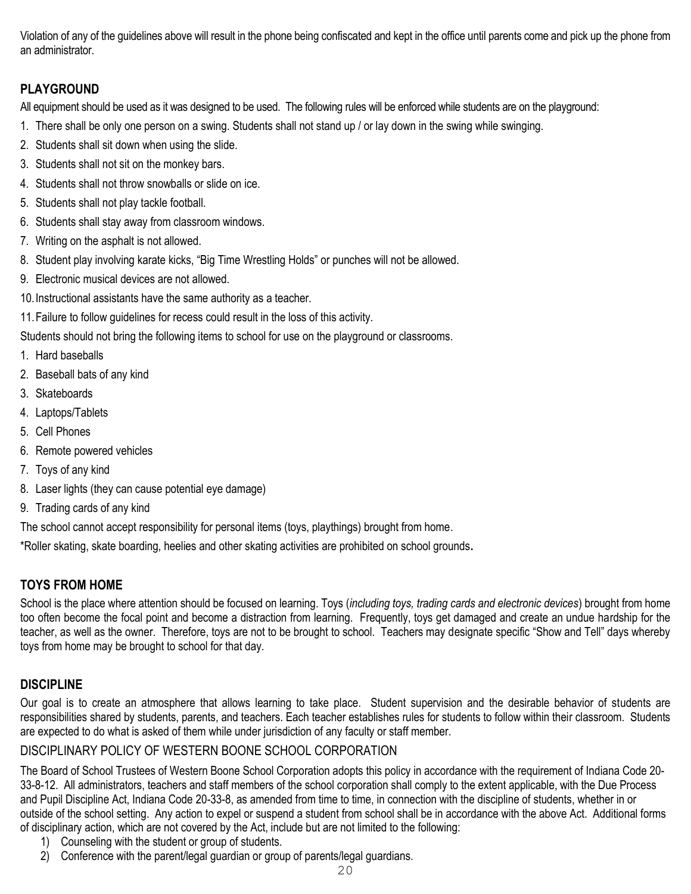Violation of any of the guidelines above will result in the phone being confiscated and kept in the office until parents come and pick up the phone from an administrator.

## PLAYGROUND

All equipment should be used as it was designed to be used. The following rules will be enforced while students are on the playground:

1. There shall be only one person on a swing. Students shall not stand up / or lay down in the swing while swinging.
2. Students shall sit down when using the slide.
3. Students shall not sit on the monkey bars.
4. Students shall not throw snowballs or slide on ice.
5. Students shall not play tackle football.
6. Students shall stay away from classroom windows.
7. Writing on the asphalt is not allowed.
8. Student play involving karate kicks, "Big Time Wrestling Holds" or punches will not be allowed.
9. Electronic musical devices are not allowed.
10. Instructional assistants have the same authority as a teacher.
11. Failure to follow guidelines for recess could result in the loss of this activity.

Students should not bring the following items to school for use on the playground or classrooms.

1. Hard baseballs
2. Baseball bats of any kind
3. Skateboards
4. Laptops/Tablets
5. Cell Phones
6. Remote powered vehicles
7. Toys of any kind
8. Laser lights (they can cause potential eye damage)
9. Trading cards of any kind

The school cannot accept responsibility for personal items (toys, playthings) brought from home.

*Roller skating, skate boarding, heelies and other skating activities are prohibited on school grounds.

## TOYS FROM HOME

School is the place where attention should be focused on learning. Toys (*including toys, trading cards and electronic devices*) brought from home too often become the focal point and become a distraction from learning. Frequently, toys get damaged and create an undue hardship for the teacher, as well as the owner. Therefore, toys are not to be brought to school. Teachers may designate specific "Show and Tell" days whereby toys from home may be brought to school for that day.

## DISCIPLINE

Our goal is to create an atmosphere that allows learning to take place. Student supervision and the desirable behavior of students are responsibilities shared by students, parents, and teachers. Each teacher establishes rules for students to follow within their classroom. Students are expected to do what is asked of them while under jurisdiction of any faculty or staff member.

### DISCIPLINARY POLICY OF WESTERN BOONE SCHOOL CORPORATION

The Board of School Trustees of Western Boone School Corporation adopts this policy in accordance with the requirement of Indiana Code 20-33-8-12. All administrators, teachers and staff members of the school corporation shall comply to the extent applicable, with the Due Process and Pupil Discipline Act, Indiana Code 20-33-8, as amended from time to time, in connection with the discipline of students, whether in or outside of the school setting. Any action to expel or suspend a student from school shall be in accordance with the above Act. Additional forms of disciplinary action, which are not covered by the Act, include but are not limited to the following:

1) Counseling with the student or group of students.
2) Conference with the parent/legal guardian or group of parents/legal guardians.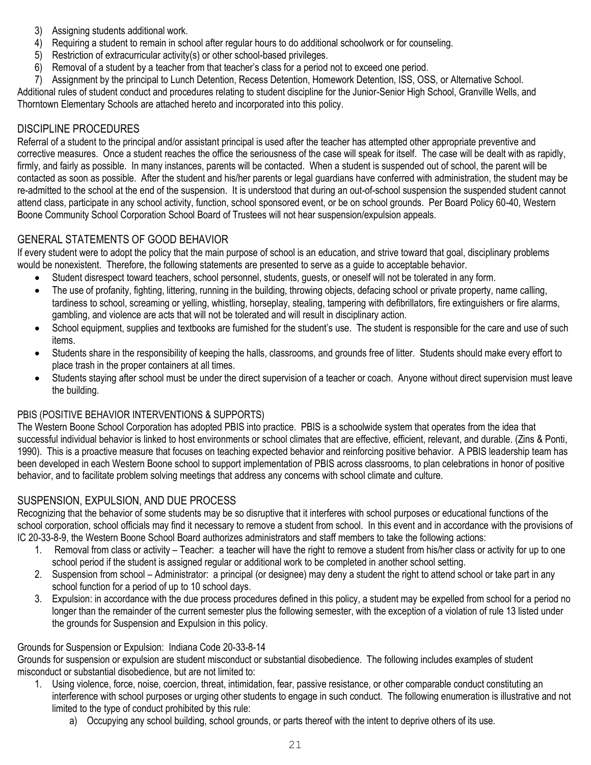3) Assigning students additional work.
4) Requiring a student to remain in school after regular hours to do additional schoolwork or for counseling.
5) Restriction of extracurricular activity(s) or other school-based privileges.
6) Removal of a student by a teacher from that teacher's class for a period not to exceed one period.
7) Assignment by the principal to Lunch Detention, Recess Detention, Homework Detention, ISS, OSS, or Alternative School.

Additional rules of student conduct and procedures relating to student discipline for the Junior-Senior High School, Granville Wells, and Thorntown Elementary Schools are attached hereto and incorporated into this policy.

## DISCIPLINE PROCEDURES

Referral of a student to the principal and/or assistant principal is used after the teacher has attempted other appropriate preventive and corrective measures. Once a student reaches the office the seriousness of the case will speak for itself. The case will be dealt with as rapidly, firmly, and fairly as possible. In many instances, parents will be contacted. When a student is suspended out of school, the parent will be contacted as soon as possible. After the student and his/her parents or legal guardians have conferred with administration, the student may be re-admitted to the school at the end of the suspension. It is understood that during an out-of-school suspension the suspended student cannot attend class, participate in any school activity, function, school sponsored event, or be on school grounds. Per Board Policy 60-40, Western Boone Community School Corporation School Board of Trustees will not hear suspension/expulsion appeals.

## GENERAL STATEMENTS OF GOOD BEHAVIOR

If every student were to adopt the policy that the main purpose of school is an education, and strive toward that goal, disciplinary problems would be nonexistent. Therefore, the following statements are presented to serve as a guide to acceptable behavior.

- Student disrespect toward teachers, school personnel, students, guests, or oneself will not be tolerated in any form.
- The use of profanity, fighting, littering, running in the building, throwing objects, defacing school or private property, name calling, tardiness to school, screaming or yelling, whistling, horseplay, stealing, tampering with defibrillators, fire extinguishers or fire alarms, gambling, and violence are acts that will not be tolerated and will result in disciplinary action.
- School equipment, supplies and textbooks are furnished for the student's use. The student is responsible for the care and use of such items.
- Students share in the responsibility of keeping the halls, classrooms, and grounds free of litter. Students should make every effort to place trash in the proper containers at all times.
- Students staying after school must be under the direct supervision of a teacher or coach. Anyone without direct supervision must leave the building.

## PBIS (POSITIVE BEHAVIOR INTERVENTIONS & SUPPORTS)

The Western Boone School Corporation has adopted PBIS into practice. PBIS is a schoolwide system that operates from the idea that successful individual behavior is linked to host environments or school climates that are effective, efficient, relevant, and durable. (Zins & Ponti, 1990). This is a proactive measure that focuses on teaching expected behavior and reinforcing positive behavior. A PBIS leadership team has been developed in each Western Boone school to support implementation of PBIS across classrooms, to plan celebrations in honor of positive behavior, and to facilitate problem solving meetings that address any concerns with school climate and culture.

## SUSPENSION, EXPULSION, AND DUE PROCESS

Recognizing that the behavior of some students may be so disruptive that it interferes with school purposes or educational functions of the school corporation, school officials may find it necessary to remove a student from school. In this event and in accordance with the provisions of IC 20-33-8-9, the Western Boone School Board authorizes administrators and staff members to take the following actions:

1. Removal from class or activity – Teacher: a teacher will have the right to remove a student from his/her class or activity for up to one school period if the student is assigned regular or additional work to be completed in another school setting.
2. Suspension from school – Administrator: a principal (or designee) may deny a student the right to attend school or take part in any school function for a period of up to 10 school days.
3. Expulsion: in accordance with the due process procedures defined in this policy, a student may be expelled from school for a period no longer than the remainder of the current semester plus the following semester, with the exception of a violation of rule 13 listed under the grounds for Suspension and Expulsion in this policy.

Grounds for Suspension or Expulsion: Indiana Code 20-33-8-14

Grounds for suspension or expulsion are student misconduct or substantial disobedience. The following includes examples of student misconduct or substantial disobedience, but are not limited to:

1. Using violence, force, noise, coercion, threat, intimidation, fear, passive resistance, or other comparable conduct constituting an interference with school purposes or urging other students to engage in such conduct. The following enumeration is illustrative and not limited to the type of conduct prohibited by this rule:
    a) Occupying any school building, school grounds, or parts thereof with the intent to deprive others of its use.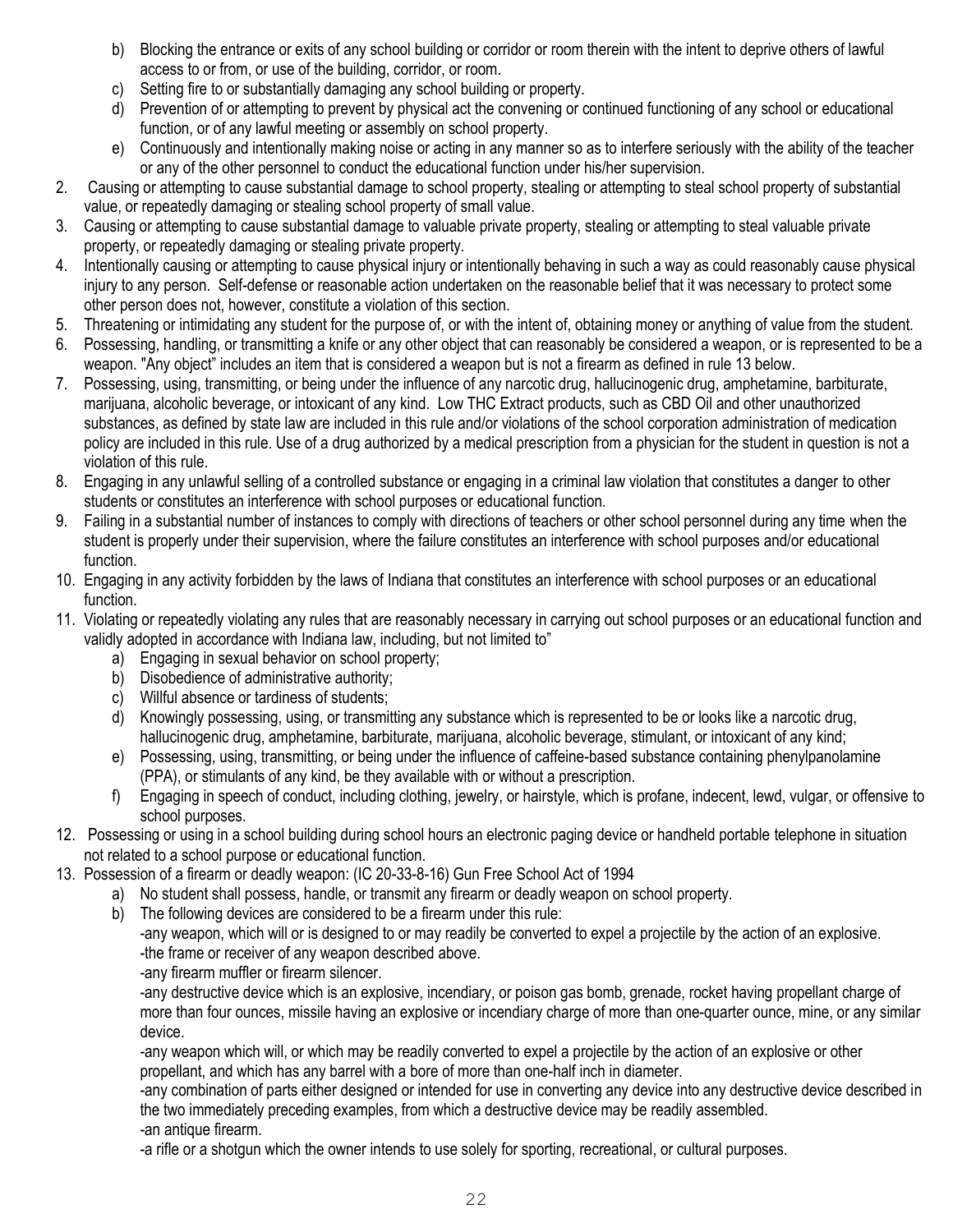b) Blocking the entrance or exits of any school building or corridor or room therein with the intent to deprive others of lawful access to or from, or use of the building, corridor, or room.
   c) Setting fire to or substantially damaging any school building or property.
   d) Prevention of or attempting to prevent by physical act the convening or continued functioning of any school or educational function, or of any lawful meeting or assembly on school property.
   e) Continuously and intentionally making noise or acting in any manner so as to interfere seriously with the ability of the teacher or any of the other personnel to conduct the educational function under his/her supervision.
2. Causing or attempting to cause substantial damage to school property, stealing or attempting to steal school property of substantial value, or repeatedly damaging or stealing school property of small value.
3. Causing or attempting to cause substantial damage to valuable private property, stealing or attempting to steal valuable private property, or repeatedly damaging or stealing private property.
4. Intentionally causing or attempting to cause physical injury or intentionally behaving in such a way as could reasonably cause physical injury to any person. Self-defense or reasonable action undertaken on the reasonable belief that it was necessary to protect some other person does not, however, constitute a violation of this section.
5. Threatening or intimidating any student for the purpose of, or with the intent of, obtaining money or anything of value from the student.
6. Possessing, handling, or transmitting a knife or any other object that can reasonably be considered a weapon, or is represented to be a weapon. "Any object" includes an item that is considered a weapon but is not a firearm as defined in rule 13 below.
7. Possessing, using, transmitting, or being under the influence of any narcotic drug, hallucinogenic drug, amphetamine, barbiturate, marijuana, alcoholic beverage, or intoxicant of any kind. Low THC Extract products, such as CBD Oil and other unauthorized substances, as defined by state law are included in this rule and/or violations of the school corporation administration of medication policy are included in this rule. Use of a drug authorized by a medical prescription from a physician for the student in question is not a violation of this rule.
8. Engaging in any unlawful selling of a controlled substance or engaging in a criminal law violation that constitutes a danger to other students or constitutes an interference with school purposes or educational function.
9. Failing in a substantial number of instances to comply with directions of teachers or other school personnel during any time when the student is properly under their supervision, where the failure constitutes an interference with school purposes and/or educational function.
10. Engaging in any activity forbidden by the laws of Indiana that constitutes an interference with school purposes or an educational function.
11. Violating or repeatedly violating any rules that are reasonably necessary in carrying out school purposes or an educational function and validly adopted in accordance with Indiana law, including, but not limited to"
    a) Engaging in sexual behavior on school property;
    b) Disobedience of administrative authority;
    c) Willful absence or tardiness of students;
    d) Knowingly possessing, using, or transmitting any substance which is represented to be or looks like a narcotic drug, hallucinogenic drug, amphetamine, barbiturate, marijuana, alcoholic beverage, stimulant, or intoxicant of any kind;
    e) Possessing, using, transmitting, or being under the influence of caffeine-based substance containing phenylpanolamine (PPA), or stimulants of any kind, be they available with or without a prescription.
    f) Engaging in speech of conduct, including clothing, jewelry, or hairstyle, which is profane, indecent, lewd, vulgar, or offensive to school purposes.
12. Possessing or using in a school building during school hours an electronic paging device or handheld portable telephone in situation not related to a school purpose or educational function.
13. Possession of a firearm or deadly weapon: (IC 20-33-8-16) Gun Free School Act of 1994
    a) No student shall possess, handle, or transmit any firearm or deadly weapon on school property.
    b) The following devices are considered to be a firearm under this rule:
       -any weapon, which will or is designed to or may readily be converted to expel a projectile by the action of an explosive.
       -the frame or receiver of any weapon described above.
       -any firearm muffler or firearm silencer.
       -any destructive device which is an explosive, incendiary, or poison gas bomb, grenade, rocket having propellant charge of more than four ounces, missile having an explosive or incendiary charge of more than one-quarter ounce, mine, or any similar device.
       -any weapon which will, or which may be readily converted to expel a projectile by the action of an explosive or other propellant, and which has any barrel with a bore of more than one-half inch in diameter.
       -any combination of parts either designed or intended for use in converting any device into any destructive device described in the two immediately preceding examples, from which a destructive device may be readily assembled.
       -an antique firearm.
       -a rifle or a shotgun which the owner intends to use solely for sporting, recreational, or cultural purposes.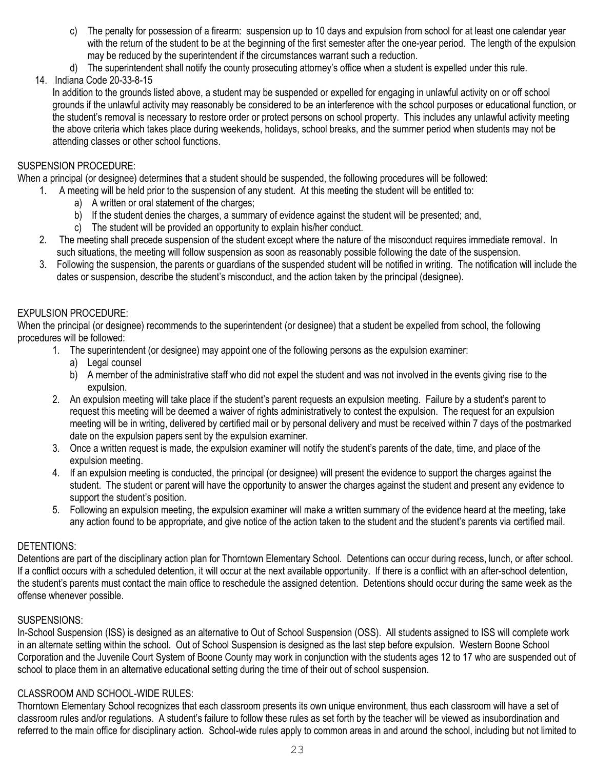c) The penalty for possession of a firearm: suspension up to 10 days and expulsion from school for at least one calendar year with the return of the student to be at the beginning of the first semester after the one-year period. The length of the expulsion may be reduced by the superintendent if the circumstances warrant such a reduction.

d) The superintendent shall notify the county prosecuting attorney's office when a student is expelled under this rule.

14. Indiana Code 20-33-8-15
    In addition to the grounds listed above, a student may be suspended or expelled for engaging in unlawful activity on or off school grounds if the unlawful activity may reasonably be considered to be an interference with the school purposes or educational function, or the student's removal is necessary to restore order or protect persons on school property. This includes any unlawful activity meeting the above criteria which takes place during weekends, holidays, school breaks, and the summer period when students may not be attending classes or other school functions.

SUSPENSION PROCEDURE:

When a principal (or designee) determines that a student should be suspended, the following procedures will be followed:

1. A meeting will be held prior to the suspension of any student. At this meeting the student will be entitled to:
   a) A written or oral statement of the charges;
   b) If the student denies the charges, a summary of evidence against the student will be presented; and,
   c) The student will be provided an opportunity to explain his/her conduct.
2. The meeting shall precede suspension of the student except where the nature of the misconduct requires immediate removal. In such situations, the meeting will follow suspension as soon as reasonably possible following the date of the suspension.
3. Following the suspension, the parents or guardians of the suspended student will be notified in writing. The notification will include the dates or suspension, describe the student's misconduct, and the action taken by the principal (designee).

EXPULSION PROCEDURE:

When the principal (or designee) recommends to the superintendent (or designee) that a student be expelled from school, the following procedures will be followed:

1. The superintendent (or designee) may appoint one of the following persons as the expulsion examiner:
   a) Legal counsel
   b) A member of the administrative staff who did not expel the student and was not involved in the events giving rise to the expulsion.
2. An expulsion meeting will take place if the student's parent requests an expulsion meeting. Failure by a student's parent to request this meeting will be deemed a waiver of rights administratively to contest the expulsion. The request for an expulsion meeting will be in writing, delivered by certified mail or by personal delivery and must be received within 7 days of the postmarked date on the expulsion papers sent by the expulsion examiner.
3. Once a written request is made, the expulsion examiner will notify the student's parents of the date, time, and place of the expulsion meeting.
4. If an expulsion meeting is conducted, the principal (or designee) will present the evidence to support the charges against the student. The student or parent will have the opportunity to answer the charges against the student and present any evidence to support the student's position.
5. Following an expulsion meeting, the expulsion examiner will make a written summary of the evidence heard at the meeting, take any action found to be appropriate, and give notice of the action taken to the student and the student's parents via certified mail.

DETENTIONS:

Detentions are part of the disciplinary action plan for Thorntown Elementary School. Detentions can occur during recess, lunch, or after school. If a conflict occurs with a scheduled detention, it will occur at the next available opportunity. If there is a conflict with an after-school detention, the student's parents must contact the main office to reschedule the assigned detention. Detentions should occur during the same week as the offense whenever possible.

SUSPENSIONS:

In-School Suspension (ISS) is designed as an alternative to Out of School Suspension (OSS). All students assigned to ISS will complete work in an alternate setting within the school. Out of School Suspension is designed as the last step before expulsion. Western Boone School Corporation and the Juvenile Court System of Boone County may work in conjunction with the students ages 12 to 17 who are suspended out of school to place them in an alternative educational setting during the time of their out of school suspension.

CLASSROOM AND SCHOOL-WIDE RULES:

Thorntown Elementary School recognizes that each classroom presents its own unique environment, thus each classroom will have a set of classroom rules and/or regulations. A student's failure to follow these rules as set forth by the teacher will be viewed as insubordination and referred to the main office for disciplinary action. School-wide rules apply to common areas in and around the school, including but not limited to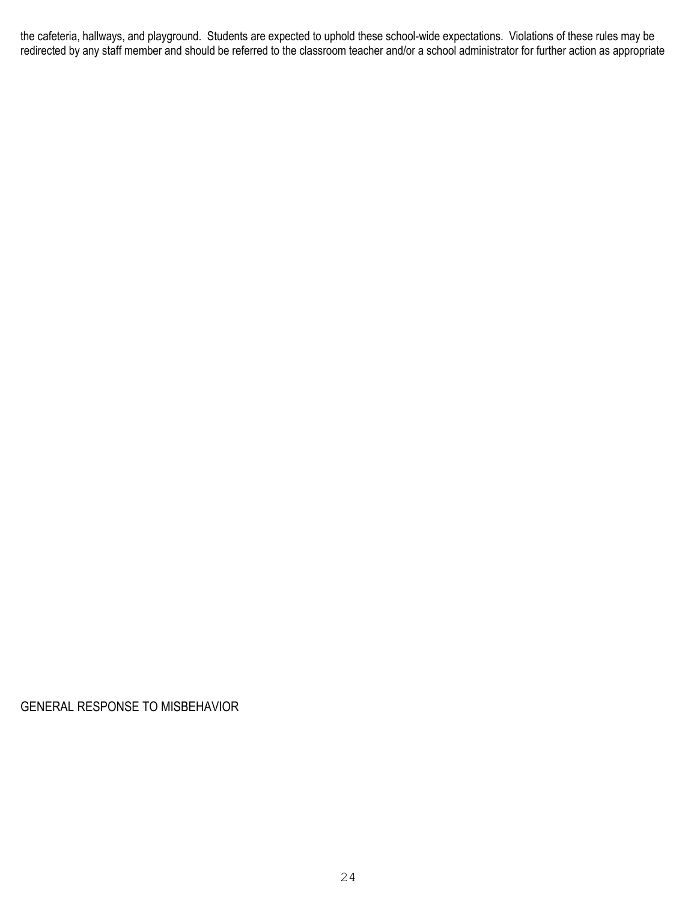the cafeteria, hallways, and playground. Students are expected to uphold these school-wide expectations. Violations of these rules may be redirected by any staff member and should be referred to the classroom teacher and/or a school administrator for further action as appropriate

## GENERAL RESPONSE TO MISBEHAVIOR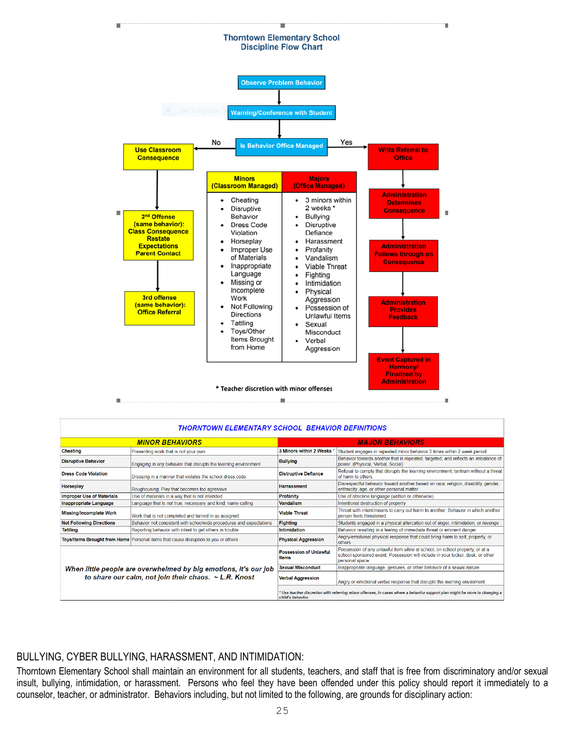## Thorntown Elementary School
## Discipline Flow Chart

Observe Problem Behavior → Warning/Conference with Student → Is Behavior Office Managed

**No** → Use Classroom Consequence → 2nd Offense (same behavior): Class Consequence Restate Expectations Parent Contact → 3rd offense (same behavior): Office Referral

**Yes** → Write Referral to Office → Administration Determines Consequence → Administration Follows through on Consequence → Administration Provides Feedback → Event Captured in Harmony/ Finalized by Administration

| Minors (Classroom Managed) | Majors (Office Managed) |
|---|---|
| • Cheating<br>• Disruptive Behavior<br>• Dress Code Violation<br>• Horseplay<br>• Improper Use of Materials<br>• Inappropriate Language<br>• Missing or Incomplete Work<br>• Not Following Directions<br>• Tattling<br>• Toys/Other Items Brought from Home | • 3 minors within 2 weeks *<br>• Bullying<br>• Disruptive Defiance<br>• Harassment<br>• Profanity<br>• Vandalism<br>• Viable Threat<br>• Fighting<br>• Intimidation<br>• Physical Aggression<br>• Possession of Unlawful Items<br>• Sexual Misconduct<br>• Verbal Aggression |

\* Teacher discretion with minor offenses

### *THORNTOWN ELEMENTARY SCHOOL BEHAVIOR DEFINITIONS*

| *MINOR BEHAVIORS* | | *MAJOR BEHAVIORS* | |
|---|---|---|---|
| **Cheating** | Presenting work that is not your own | **3 Minors within 2 Weeks** * | Student engages in repeated minor behavior 3 times within 2 week period |
| **Disruptive Behavior** | Engaging in any behavior that disrupts the learning environment | **Bullying** | Behavior towards another that is repeated, targeted, and reflects an imbalance of power. (Physical, Verbal, Social) |
| **Dress Code Violation** | Dressing in a manner that violates the school dress code | **Distruptive Defiance** | Refusal to comply that disrupts the learning environment; tantrum without a threat of harm to others |
| **Horseplay** | Roughousing; Play that becomes too agressive | **Harrassment** | Disrespectful behavior toward another based on race, religion, disability, gender, enthnicity, age, or other personal matter |
| **Improper Use of Materials** | Use of materials in a way that is not intended | **Profanity** | Use of obscene language (written or otherwise) |
| **Inappropriate Language** | Language that is not true, necessary, and kind; name calling | **Vandalism** | Intentional destruction of property |
| **Missing/Incomplete Work** | Work that is not completed and turned in as assigned | **Viable Threat** | Threat with intent/means to carry out harm to another; Behavior in which another person feels threatened |
| **Not Following Directions** | Behavior not consistent with schoolwide procedures and expectations | **Fighting** | Students engaged in a physical altercation out of anger, intimidation, or revenge |
| **Tattling** | Reporting behavior with intent to get others in trouble | **Intimidation** | Behavior resulting in a feeling of immediate threat or eminent danger |
| **Toys/Items Brought from Home** | Personal items that cause disruption to you or others | **Physical Aggression** | Angry/emotional physical response that could bring harm to self, property, or others |
| *When little people are overwhelmed by big emotions, it's our job to share our calm, not join their chaos. ~ L.R. Knost* | | **Possession of Unlawful Items** | Possession of any unlawful item while at school, on school property, or at a school-sponsored event. Possession will include in your locker, desk, or other personal space |
| | | **Sexual Misconduct** | Inappropriate language, gestures, or other behavior of a sexual nature |
| | | **Verbal Aggression** | Angry or emotional verbal response that disrupts the learning enviroment |
| | | *\* Use teacher discretion with referring minor offenses, In cases where a behavior support plan might be more in changing a child's behavior.* | |

BULLYING, CYBER BULLYING, HARASSMENT, AND INTIMIDATION:

Thorntown Elementary School shall maintain an environment for all students, teachers, and staff that is free from discriminatory and/or sexual insult, bullying, intimidation, or harassment. Persons who feel they have been offended under this policy should report it immediately to a counselor, teacher, or administrator. Behaviors including, but not limited to the following, are grounds for disciplinary action: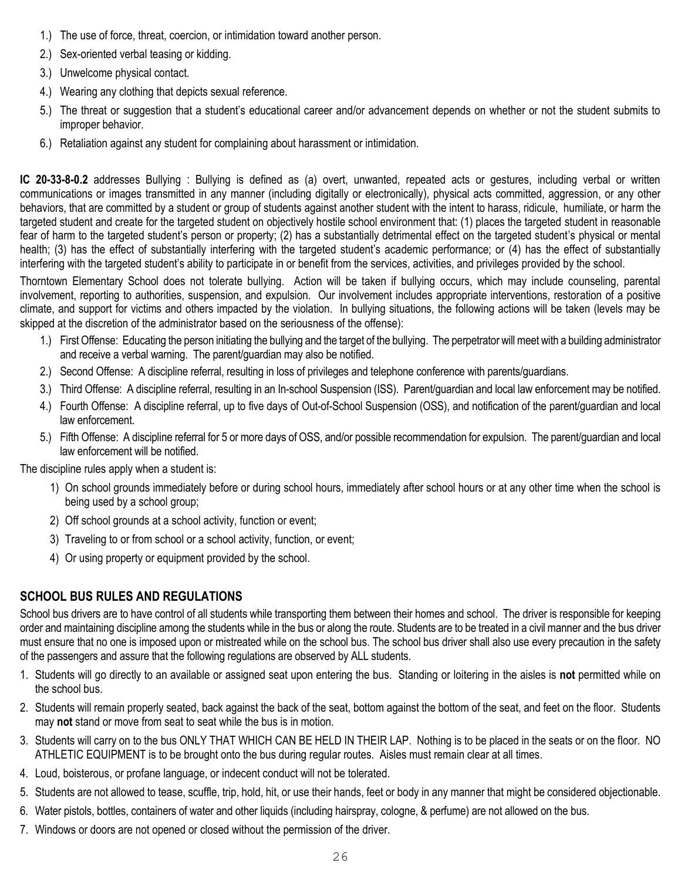1.) The use of force, threat, coercion, or intimidation toward another person.
2.) Sex-oriented verbal teasing or kidding.
3.) Unwelcome physical contact.
4.) Wearing any clothing that depicts sexual reference.
5.) The threat or suggestion that a student's educational career and/or advancement depends on whether or not the student submits to improper behavior.
6.) Retaliation against any student for complaining about harassment or intimidation.

**IC 20-33-8-0.2** addresses Bullying : Bullying is defined as (a) overt, unwanted, repeated acts or gestures, including verbal or written communications or images transmitted in any manner (including digitally or electronically), physical acts committed, aggression, or any other behaviors, that are committed by a student or group of students against another student with the intent to harass, ridicule, humiliate, or harm the targeted student and create for the targeted student on objectively hostile school environment that: (1) places the targeted student in reasonable fear of harm to the targeted student's person or property; (2) has a substantially detrimental effect on the targeted student's physical or mental health; (3) has the effect of substantially interfering with the targeted student's academic performance; or (4) has the effect of substantially interfering with the targeted student's ability to participate in or benefit from the services, activities, and privileges provided by the school.

Thorntown Elementary School does not tolerate bullying. Action will be taken if bullying occurs, which may include counseling, parental involvement, reporting to authorities, suspension, and expulsion. Our involvement includes appropriate interventions, restoration of a positive climate, and support for victims and others impacted by the violation. In bullying situations, the following actions will be taken (levels may be skipped at the discretion of the administrator based on the seriousness of the offense):

1.) First Offense: Educating the person initiating the bullying and the target of the bullying. The perpetrator will meet with a building administrator and receive a verbal warning. The parent/guardian may also be notified.
2.) Second Offense: A discipline referral, resulting in loss of privileges and telephone conference with parents/guardians.
3.) Third Offense: A discipline referral, resulting in an In-school Suspension (ISS). Parent/guardian and local law enforcement may be notified.
4.) Fourth Offense: A discipline referral, up to five days of Out-of-School Suspension (OSS), and notification of the parent/guardian and local law enforcement.
5.) Fifth Offense: A discipline referral for 5 or more days of OSS, and/or possible recommendation for expulsion. The parent/guardian and local law enforcement will be notified.

The discipline rules apply when a student is:

1) On school grounds immediately before or during school hours, immediately after school hours or at any other time when the school is being used by a school group;
2) Off school grounds at a school activity, function or event;
3) Traveling to or from school or a school activity, function, or event;
4) Or using property or equipment provided by the school.

## SCHOOL BUS RULES AND REGULATIONS

School bus drivers are to have control of all students while transporting them between their homes and school. The driver is responsible for keeping order and maintaining discipline among the students while in the bus or along the route. Students are to be treated in a civil manner and the bus driver must ensure that no one is imposed upon or mistreated while on the school bus. The school bus driver shall also use every precaution in the safety of the passengers and assure that the following regulations are observed by ALL students.

1. Students will go directly to an available or assigned seat upon entering the bus. Standing or loitering in the aisles is **not** permitted while on the school bus.
2. Students will remain properly seated, back against the back of the seat, bottom against the bottom of the seat, and feet on the floor. Students may **not** stand or move from seat to seat while the bus is in motion.
3. Students will carry on to the bus ONLY THAT WHICH CAN BE HELD IN THEIR LAP. Nothing is to be placed in the seats or on the floor. NO ATHLETIC EQUIPMENT is to be brought onto the bus during regular routes. Aisles must remain clear at all times.
4. Loud, boisterous, or profane language, or indecent conduct will not be tolerated.
5. Students are not allowed to tease, scuffle, trip, hold, hit, or use their hands, feet or body in any manner that might be considered objectionable.
6. Water pistols, bottles, containers of water and other liquids (including hairspray, cologne, & perfume) are not allowed on the bus.
7. Windows or doors are not opened or closed without the permission of the driver.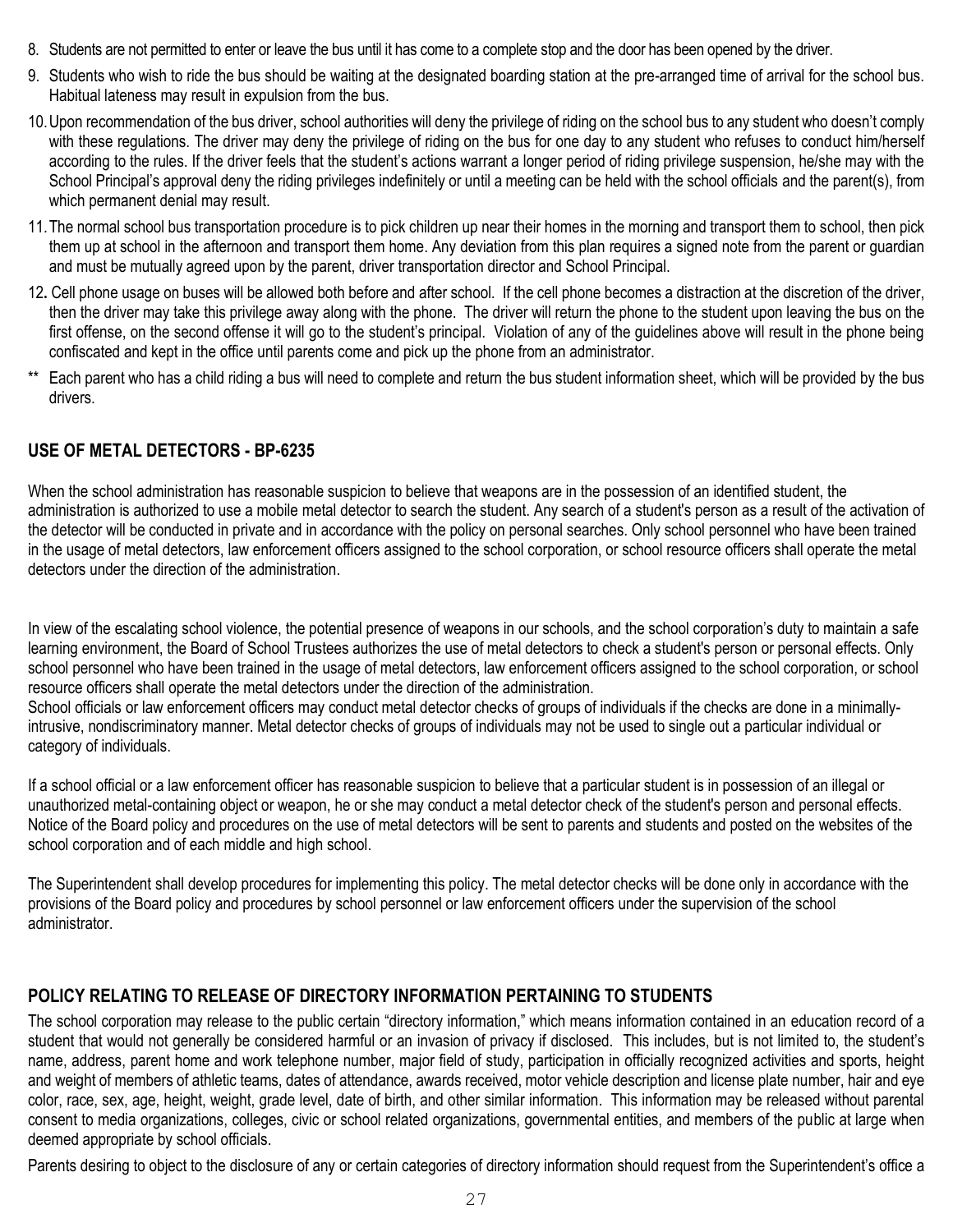8. Students are not permitted to enter or leave the bus until it has come to a complete stop and the door has been opened by the driver.
9. Students who wish to ride the bus should be waiting at the designated boarding station at the pre-arranged time of arrival for the school bus. Habitual lateness may result in expulsion from the bus.
10. Upon recommendation of the bus driver, school authorities will deny the privilege of riding on the school bus to any student who doesn't comply with these regulations. The driver may deny the privilege of riding on the bus for one day to any student who refuses to conduct him/herself according to the rules. If the driver feels that the student's actions warrant a longer period of riding privilege suspension, he/she may with the School Principal's approval deny the riding privileges indefinitely or until a meeting can be held with the school officials and the parent(s), from which permanent denial may result.
11. The normal school bus transportation procedure is to pick children up near their homes in the morning and transport them to school, then pick them up at school in the afternoon and transport them home. Any deviation from this plan requires a signed note from the parent or guardian and must be mutually agreed upon by the parent, driver transportation director and School Principal.
12. Cell phone usage on buses will be allowed both before and after school. If the cell phone becomes a distraction at the discretion of the driver, then the driver may take this privilege away along with the phone. The driver will return the phone to the student upon leaving the bus on the first offense, on the second offense it will go to the student's principal. Violation of any of the guidelines above will result in the phone being confiscated and kept in the office until parents come and pick up the phone from an administrator.

** Each parent who has a child riding a bus will need to complete and return the bus student information sheet, which will be provided by the bus drivers.

## USE OF METAL DETECTORS - BP-6235

When the school administration has reasonable suspicion to believe that weapons are in the possession of an identified student, the administration is authorized to use a mobile metal detector to search the student. Any search of a student's person as a result of the activation of the detector will be conducted in private and in accordance with the policy on personal searches. Only school personnel who have been trained in the usage of metal detectors, law enforcement officers assigned to the school corporation, or school resource officers shall operate the metal detectors under the direction of the administration.

In view of the escalating school violence, the potential presence of weapons in our schools, and the school corporation's duty to maintain a safe learning environment, the Board of School Trustees authorizes the use of metal detectors to check a student's person or personal effects. Only school personnel who have been trained in the usage of metal detectors, law enforcement officers assigned to the school corporation, or school resource officers shall operate the metal detectors under the direction of the administration.
School officials or law enforcement officers may conduct metal detector checks of groups of individuals if the checks are done in a minimally-intrusive, nondiscriminatory manner. Metal detector checks of groups of individuals may not be used to single out a particular individual or category of individuals.

If a school official or a law enforcement officer has reasonable suspicion to believe that a particular student is in possession of an illegal or unauthorized metal-containing object or weapon, he or she may conduct a metal detector check of the student's person and personal effects. Notice of the Board policy and procedures on the use of metal detectors will be sent to parents and students and posted on the websites of the school corporation and of each middle and high school.

The Superintendent shall develop procedures for implementing this policy. The metal detector checks will be done only in accordance with the provisions of the Board policy and procedures by school personnel or law enforcement officers under the supervision of the school administrator.

## POLICY RELATING TO RELEASE OF DIRECTORY INFORMATION PERTAINING TO STUDENTS

The school corporation may release to the public certain "directory information," which means information contained in an education record of a student that would not generally be considered harmful or an invasion of privacy if disclosed. This includes, but is not limited to, the student's name, address, parent home and work telephone number, major field of study, participation in officially recognized activities and sports, height and weight of members of athletic teams, dates of attendance, awards received, motor vehicle description and license plate number, hair and eye color, race, sex, age, height, weight, grade level, date of birth, and other similar information. This information may be released without parental consent to media organizations, colleges, civic or school related organizations, governmental entities, and members of the public at large when deemed appropriate by school officials.

Parents desiring to object to the disclosure of any or certain categories of directory information should request from the Superintendent's office a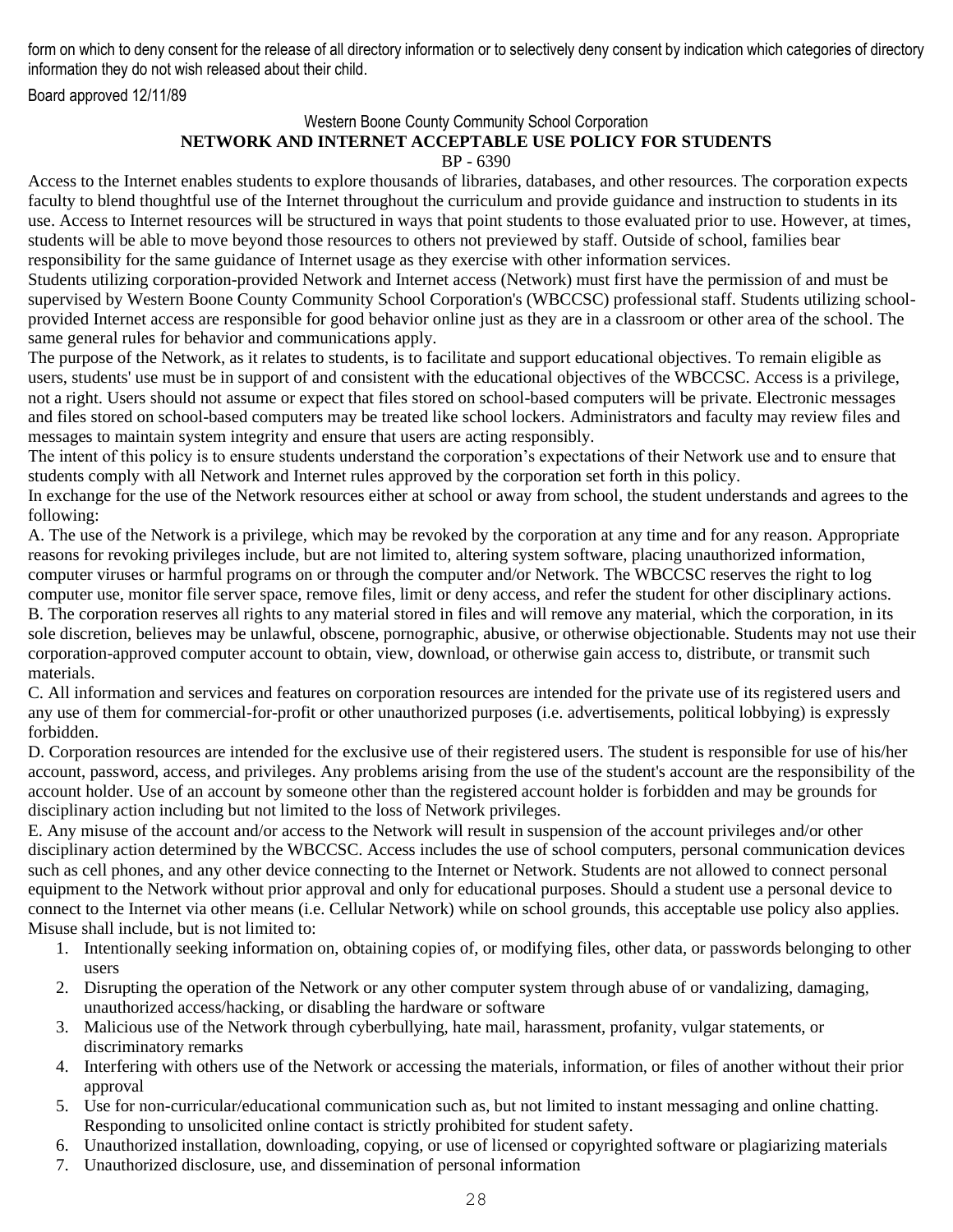form on which to deny consent for the release of all directory information or to selectively deny consent by indication which categories of directory information they do not wish released about their child.

Board approved 12/11/89

Western Boone County Community School Corporation

## NETWORK AND INTERNET ACCEPTABLE USE POLICY FOR STUDENTS

BP - 6390

Access to the Internet enables students to explore thousands of libraries, databases, and other resources. The corporation expects faculty to blend thoughtful use of the Internet throughout the curriculum and provide guidance and instruction to students in its use. Access to Internet resources will be structured in ways that point students to those evaluated prior to use. However, at times, students will be able to move beyond those resources to others not previewed by staff. Outside of school, families bear responsibility for the same guidance of Internet usage as they exercise with other information services.

Students utilizing corporation-provided Network and Internet access (Network) must first have the permission of and must be supervised by Western Boone County Community School Corporation's (WBCCSC) professional staff. Students utilizing school-provided Internet access are responsible for good behavior online just as they are in a classroom or other area of the school. The same general rules for behavior and communications apply.

The purpose of the Network, as it relates to students, is to facilitate and support educational objectives. To remain eligible as users, students' use must be in support of and consistent with the educational objectives of the WBCCSC. Access is a privilege, not a right. Users should not assume or expect that files stored on school-based computers will be private. Electronic messages and files stored on school-based computers may be treated like school lockers. Administrators and faculty may review files and messages to maintain system integrity and ensure that users are acting responsibly.

The intent of this policy is to ensure students understand the corporation's expectations of their Network use and to ensure that students comply with all Network and Internet rules approved by the corporation set forth in this policy.

In exchange for the use of the Network resources either at school or away from school, the student understands and agrees to the following:

A. The use of the Network is a privilege, which may be revoked by the corporation at any time and for any reason. Appropriate reasons for revoking privileges include, but are not limited to, altering system software, placing unauthorized information, computer viruses or harmful programs on or through the computer and/or Network. The WBCCSC reserves the right to log computer use, monitor file server space, remove files, limit or deny access, and refer the student for other disciplinary actions.

B. The corporation reserves all rights to any material stored in files and will remove any material, which the corporation, in its sole discretion, believes may be unlawful, obscene, pornographic, abusive, or otherwise objectionable. Students may not use their corporation-approved computer account to obtain, view, download, or otherwise gain access to, distribute, or transmit such materials.

C. All information and services and features on corporation resources are intended for the private use of its registered users and any use of them for commercial-for-profit or other unauthorized purposes (i.e. advertisements, political lobbying) is expressly forbidden.

D. Corporation resources are intended for the exclusive use of their registered users. The student is responsible for use of his/her account, password, access, and privileges. Any problems arising from the use of the student's account are the responsibility of the account holder. Use of an account by someone other than the registered account holder is forbidden and may be grounds for disciplinary action including but not limited to the loss of Network privileges.

E. Any misuse of the account and/or access to the Network will result in suspension of the account privileges and/or other disciplinary action determined by the WBCCSC. Access includes the use of school computers, personal communication devices such as cell phones, and any other device connecting to the Internet or Network. Students are not allowed to connect personal equipment to the Network without prior approval and only for educational purposes. Should a student use a personal device to connect to the Internet via other means (i.e. Cellular Network) while on school grounds, this acceptable use policy also applies. Misuse shall include, but is not limited to:

1. Intentionally seeking information on, obtaining copies of, or modifying files, other data, or passwords belonging to other users
2. Disrupting the operation of the Network or any other computer system through abuse of or vandalizing, damaging, unauthorized access/hacking, or disabling the hardware or software
3. Malicious use of the Network through cyberbullying, hate mail, harassment, profanity, vulgar statements, or discriminatory remarks
4. Interfering with others use of the Network or accessing the materials, information, or files of another without their prior approval
5. Use for non-curricular/educational communication such as, but not limited to instant messaging and online chatting. Responding to unsolicited online contact is strictly prohibited for student safety.
6. Unauthorized installation, downloading, copying, or use of licensed or copyrighted software or plagiarizing materials
7. Unauthorized disclosure, use, and dissemination of personal information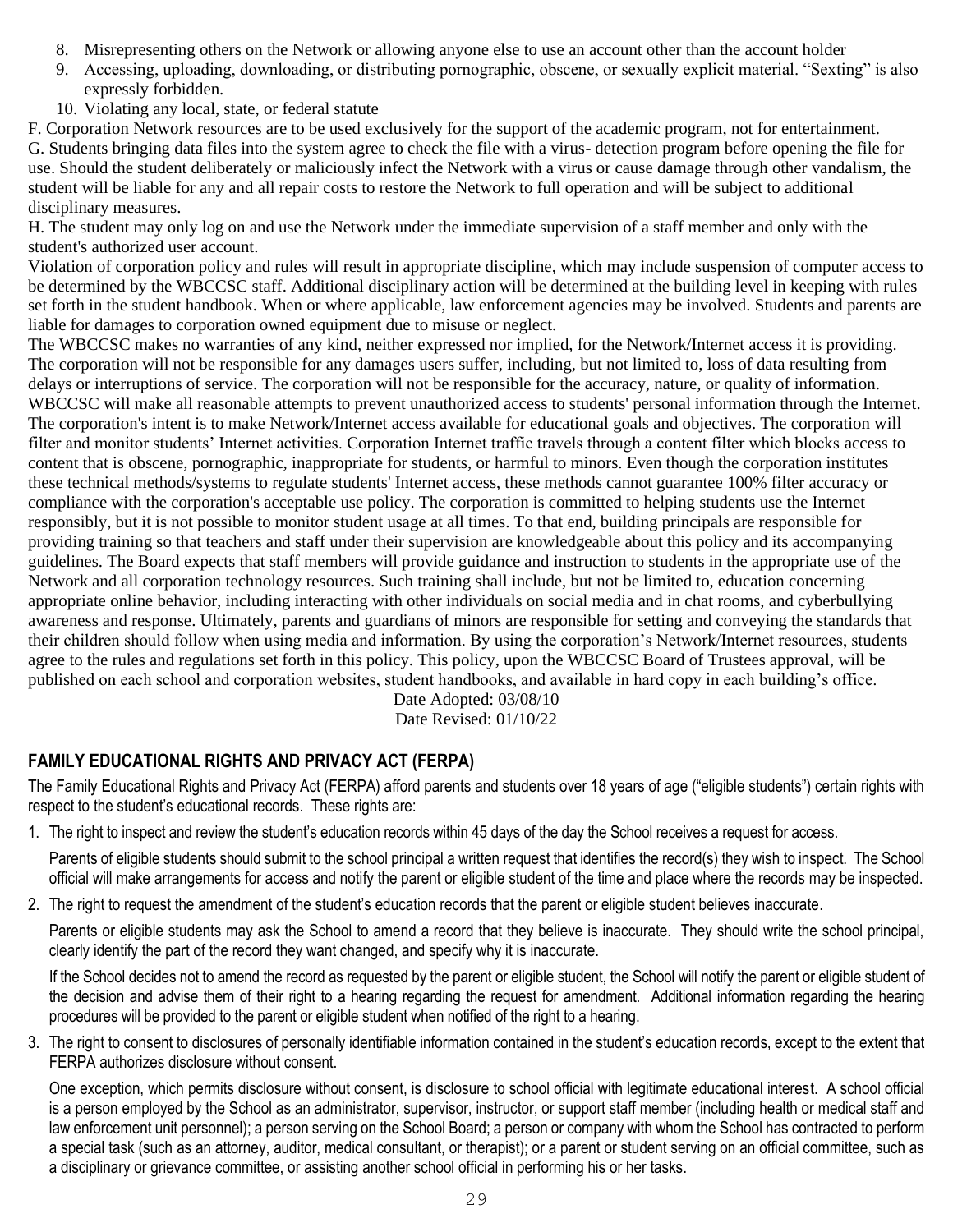8. Misrepresenting others on the Network or allowing anyone else to use an account other than the account holder
9. Accessing, uploading, downloading, or distributing pornographic, obscene, or sexually explicit material. "Sexting" is also expressly forbidden.
10. Violating any local, state, or federal statute

F. Corporation Network resources are to be used exclusively for the support of the academic program, not for entertainment.

G. Students bringing data files into the system agree to check the file with a virus- detection program before opening the file for use. Should the student deliberately or maliciously infect the Network with a virus or cause damage through other vandalism, the student will be liable for any and all repair costs to restore the Network to full operation and will be subject to additional disciplinary measures.

H. The student may only log on and use the Network under the immediate supervision of a staff member and only with the student's authorized user account.

Violation of corporation policy and rules will result in appropriate discipline, which may include suspension of computer access to be determined by the WBCCSC staff. Additional disciplinary action will be determined at the building level in keeping with rules set forth in the student handbook. When or where applicable, law enforcement agencies may be involved. Students and parents are liable for damages to corporation owned equipment due to misuse or neglect.

The WBCCSC makes no warranties of any kind, neither expressed nor implied, for the Network/Internet access it is providing. The corporation will not be responsible for any damages users suffer, including, but not limited to, loss of data resulting from delays or interruptions of service. The corporation will not be responsible for the accuracy, nature, or quality of information. WBCCSC will make all reasonable attempts to prevent unauthorized access to students' personal information through the Internet. The corporation's intent is to make Network/Internet access available for educational goals and objectives. The corporation will filter and monitor students' Internet activities. Corporation Internet traffic travels through a content filter which blocks access to content that is obscene, pornographic, inappropriate for students, or harmful to minors. Even though the corporation institutes these technical methods/systems to regulate students' Internet access, these methods cannot guarantee 100% filter accuracy or compliance with the corporation's acceptable use policy. The corporation is committed to helping students use the Internet responsibly, but it is not possible to monitor student usage at all times. To that end, building principals are responsible for providing training so that teachers and staff under their supervision are knowledgeable about this policy and its accompanying guidelines. The Board expects that staff members will provide guidance and instruction to students in the appropriate use of the Network and all corporation technology resources. Such training shall include, but not be limited to, education concerning appropriate online behavior, including interacting with other individuals on social media and in chat rooms, and cyberbullying awareness and response. Ultimately, parents and guardians of minors are responsible for setting and conveying the standards that their children should follow when using media and information. By using the corporation's Network/Internet resources, students agree to the rules and regulations set forth in this policy. This policy, upon the WBCCSC Board of Trustees approval, will be published on each school and corporation websites, student handbooks, and available in hard copy in each building's office.

Date Adopted: 03/08/10
Date Revised: 01/10/22

## FAMILY EDUCATIONAL RIGHTS AND PRIVACY ACT (FERPA)

The Family Educational Rights and Privacy Act (FERPA) afford parents and students over 18 years of age ("eligible students") certain rights with respect to the student's educational records. These rights are:

1. The right to inspect and review the student's education records within 45 days of the day the School receives a request for access.

   Parents of eligible students should submit to the school principal a written request that identifies the record(s) they wish to inspect. The School official will make arrangements for access and notify the parent or eligible student of the time and place where the records may be inspected.

2. The right to request the amendment of the student's education records that the parent or eligible student believes inaccurate.

   Parents or eligible students may ask the School to amend a record that they believe is inaccurate. They should write the school principal, clearly identify the part of the record they want changed, and specify why it is inaccurate.

   If the School decides not to amend the record as requested by the parent or eligible student, the School will notify the parent or eligible student of the decision and advise them of their right to a hearing regarding the request for amendment. Additional information regarding the hearing procedures will be provided to the parent or eligible student when notified of the right to a hearing.

3. The right to consent to disclosures of personally identifiable information contained in the student's education records, except to the extent that FERPA authorizes disclosure without consent.

   One exception, which permits disclosure without consent, is disclosure to school official with legitimate educational interest. A school official is a person employed by the School as an administrator, supervisor, instructor, or support staff member (including health or medical staff and law enforcement unit personnel); a person serving on the School Board; a person or company with whom the School has contracted to perform a special task (such as an attorney, auditor, medical consultant, or therapist); or a parent or student serving on an official committee, such as a disciplinary or grievance committee, or assisting another school official in performing his or her tasks.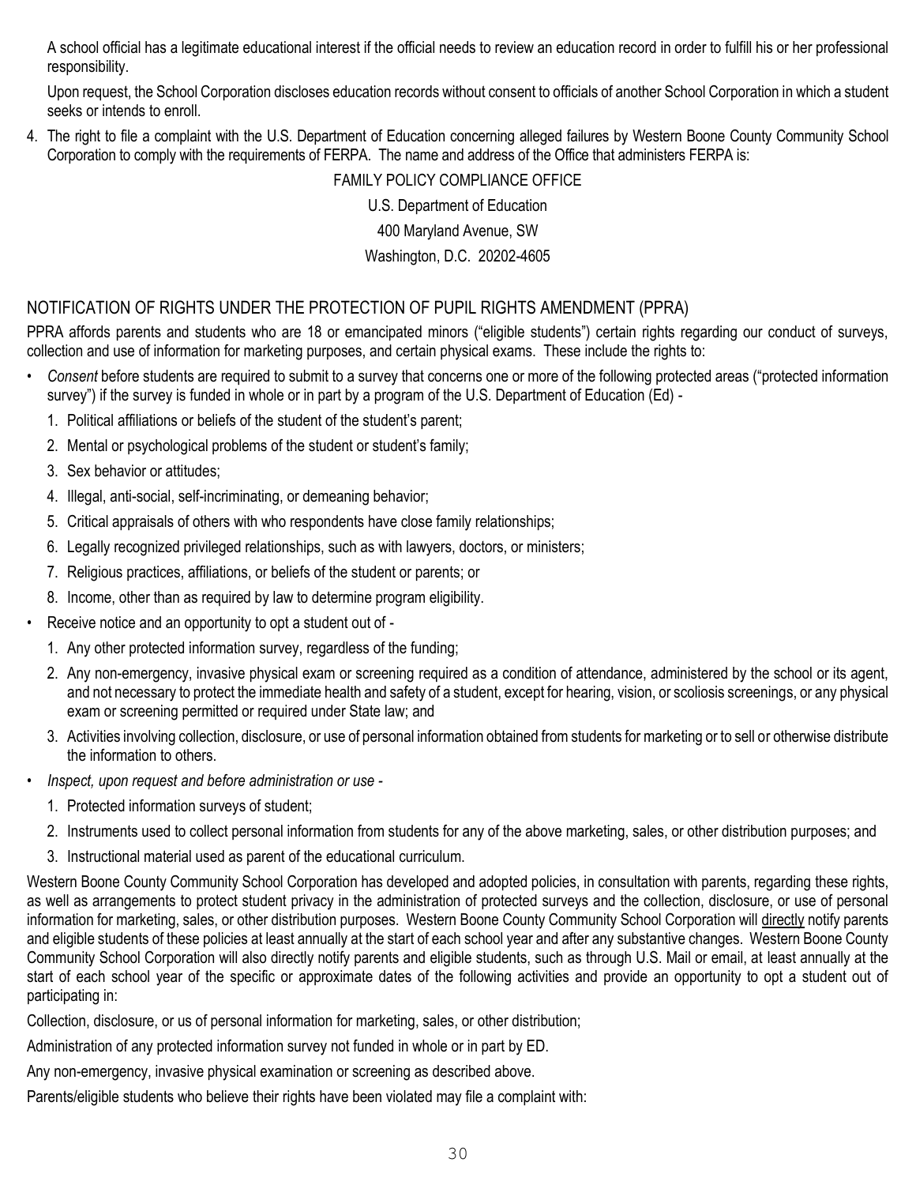A school official has a legitimate educational interest if the official needs to review an education record in order to fulfill his or her professional responsibility.

Upon request, the School Corporation discloses education records without consent to officials of another School Corporation in which a student seeks or intends to enroll.

4. The right to file a complaint with the U.S. Department of Education concerning alleged failures by Western Boone County Community School Corporation to comply with the requirements of FERPA. The name and address of the Office that administers FERPA is:

FAMILY POLICY COMPLIANCE OFFICE

U.S. Department of Education

400 Maryland Avenue, SW

Washington, D.C. 20202-4605

## NOTIFICATION OF RIGHTS UNDER THE PROTECTION OF PUPIL RIGHTS AMENDMENT (PPRA)

PPRA affords parents and students who are 18 or emancipated minors ("eligible students") certain rights regarding our conduct of surveys, collection and use of information for marketing purposes, and certain physical exams. These include the rights to:

- *Consent* before students are required to submit to a survey that concerns one or more of the following protected areas ("protected information survey") if the survey is funded in whole or in part by a program of the U.S. Department of Education (Ed) -
  1. Political affiliations or beliefs of the student of the student's parent;
  2. Mental or psychological problems of the student or student's family;
  3. Sex behavior or attitudes;
  4. Illegal, anti-social, self-incriminating, or demeaning behavior;
  5. Critical appraisals of others with who respondents have close family relationships;
  6. Legally recognized privileged relationships, such as with lawyers, doctors, or ministers;
  7. Religious practices, affiliations, or beliefs of the student or parents; or
  8. Income, other than as required by law to determine program eligibility.
- Receive notice and an opportunity to opt a student out of -
  1. Any other protected information survey, regardless of the funding;
  2. Any non-emergency, invasive physical exam or screening required as a condition of attendance, administered by the school or its agent, and not necessary to protect the immediate health and safety of a student, except for hearing, vision, or scoliosis screenings, or any physical exam or screening permitted or required under State law; and
  3. Activities involving collection, disclosure, or use of personal information obtained from students for marketing or to sell or otherwise distribute the information to others.
- *Inspect, upon request and before administration or use -*
  1. Protected information surveys of student;
  2. Instruments used to collect personal information from students for any of the above marketing, sales, or other distribution purposes; and
  3. Instructional material used as parent of the educational curriculum.

Western Boone County Community School Corporation has developed and adopted policies, in consultation with parents, regarding these rights, as well as arrangements to protect student privacy in the administration of protected surveys and the collection, disclosure, or use of personal information for marketing, sales, or other distribution purposes. Western Boone County Community School Corporation will directly notify parents and eligible students of these policies at least annually at the start of each school year and after any substantive changes. Western Boone County Community School Corporation will also directly notify parents and eligible students, such as through U.S. Mail or email, at least annually at the start of each school year of the specific or approximate dates of the following activities and provide an opportunity to opt a student out of participating in:

Collection, disclosure, or us of personal information for marketing, sales, or other distribution;

Administration of any protected information survey not funded in whole or in part by ED.

Any non-emergency, invasive physical examination or screening as described above.

Parents/eligible students who believe their rights have been violated may file a complaint with: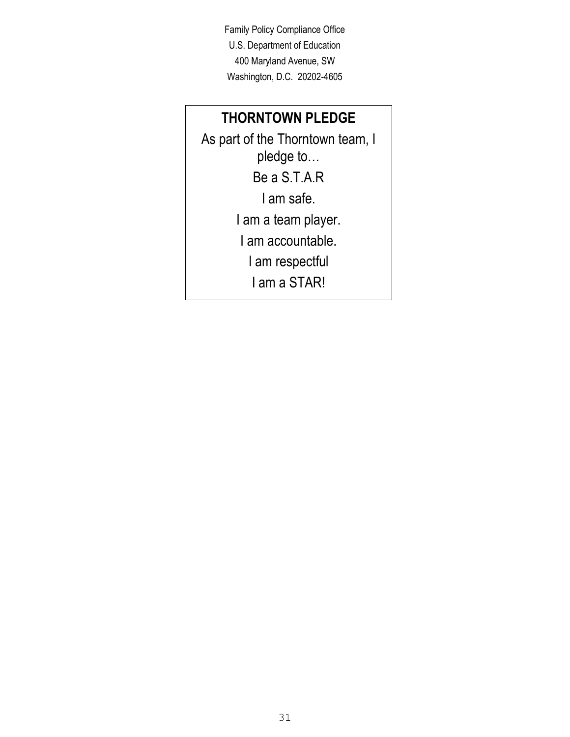Family Policy Compliance Office

U.S. Department of Education

400 Maryland Avenue, SW

Washington, D.C. 20202-4605

## THORNTOWN PLEDGE

As part of the Thorntown team, I pledge to…

Be a S.T.A.R

I am safe.

I am a team player.

I am accountable.

I am respectful

I am a STAR!